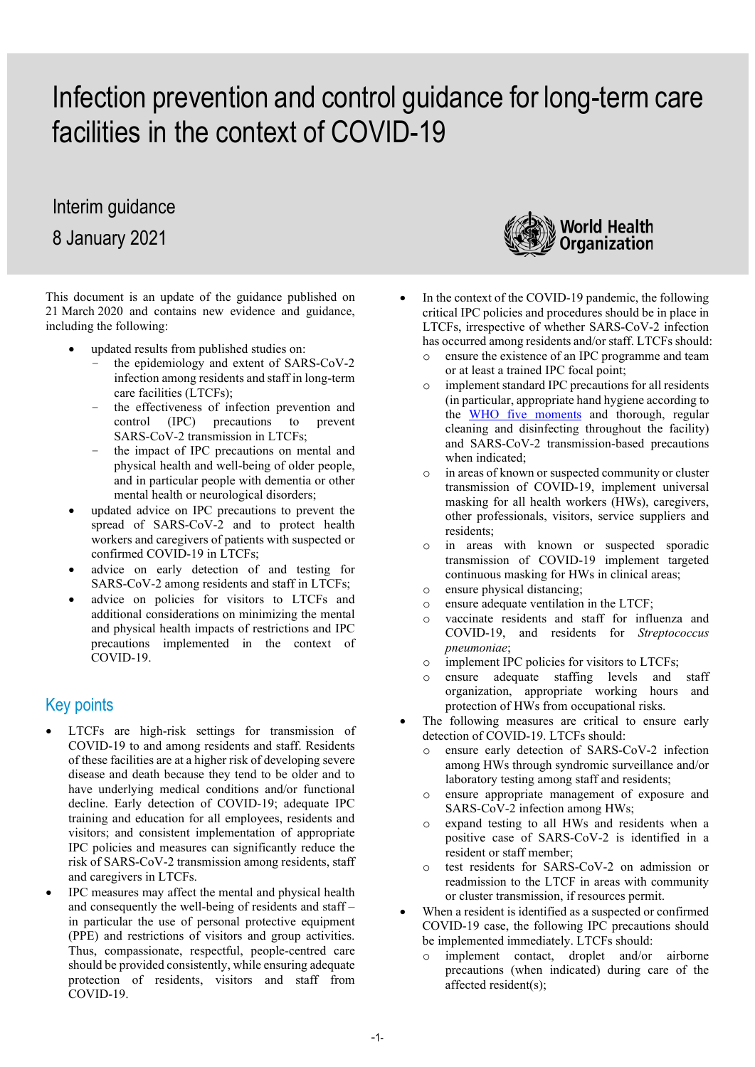# Infection prevention and control guidance for long-term care facilities in the context of COVID-19

Interim guidance

8 January 2021

This document is an update of the guidance published on 21 March 2020 and contains new evidence and guidance, including the following:

- updated results from published studies on:
  - the epidemiology and extent of SARS-CoV-2 infection among residents and staff in long-term care facilities (LTCFs);
  - the effectiveness of infection prevention and control (IPC) precautions to prevent SARS-CoV-2 transmission in LTCFs;
  - the impact of IPC precautions on mental and physical health and well-being of older people, and in particular people with dementia or other mental health or neurological disorders;
- updated advice on IPC precautions to prevent the spread of SARS-CoV-2 and to protect health workers and caregivers of patients with suspected or confirmed COVID-19 in LTCFs;
- advice on early detection of and testing for SARS-CoV-2 among residents and staff in LTCFs;
- advice on policies for visitors to LTCFs and additional considerations on minimizing the mental and physical health impacts of restrictions and IPC precautions implemented in the context of COVID-19.

## Key points

- LTCFs are high-risk settings for transmission of COVID-19 to and among residents and staff. Residents of these facilities are at a higher risk of developing severe disease and death because they tend to be older and to have underlying medical conditions and/or functional decline. Early detection of COVID-19; adequate IPC training and education for all employees, residents and visitors; and consistent implementation of appropriate IPC policies and measures can significantly reduce the risk of SARS-CoV-2 transmission among residents, staff and caregivers in LTCFs.
- IPC measures may affect the mental and physical health and consequently the well-being of residents and staff – in particular the use of personal protective equipment (PPE) and restrictions of visitors and group activities. Thus, compassionate, respectful, people-centred care should be provided consistently, while ensuring adequate protection of residents, visitors and staff from COVID-19.
- In the context of the COVID-19 pandemic, the following critical IPC policies and procedures should be in place in LTCFs, irrespective of whether SARS-CoV-2 infection has occurred among residents and/or staff. LTCFs should:
  - ensure the existence of an IPC programme and team or at least a trained IPC focal point;
  - implement standard IPC precautions for all residents (in particular, appropriate hand hygiene according to the WHO five moments and thorough, regular cleaning and disinfecting throughout the facility) and SARS-CoV-2 transmission-based precautions when indicated;
  - in areas of known or suspected community or cluster transmission of COVID-19, implement universal masking for all health workers (HWs), caregivers, other professionals, visitors, service suppliers and residents;
  - in areas with known or suspected sporadic transmission of COVID-19 implement targeted continuous masking for HWs in clinical areas;
  - ensure physical distancing;
  - ensure adequate ventilation in the LTCF;
  - vaccinate residents and staff for influenza and COVID-19, and residents for *Streptococcus pneumoniae*;
  - implement IPC policies for visitors to LTCFs;
  - ensure adequate staffing levels and staff organization, appropriate working hours and protection of HWs from occupational risks.
- The following measures are critical to ensure early detection of COVID-19. LTCFs should:
  - ensure early detection of SARS-CoV-2 infection among HWs through syndromic surveillance and/or laboratory testing among staff and residents;
  - ensure appropriate management of exposure and SARS-CoV-2 infection among HWs;
  - expand testing to all HWs and residents when a positive case of SARS-CoV-2 is identified in a resident or staff member;
  - test residents for SARS-CoV-2 on admission or readmission to the LTCF in areas with community or cluster transmission, if resources permit.
- When a resident is identified as a suspected or confirmed COVID-19 case, the following IPC precautions should be implemented immediately. LTCFs should:
  - implement contact, droplet and/or airborne precautions (when indicated) during care of the affected resident(s);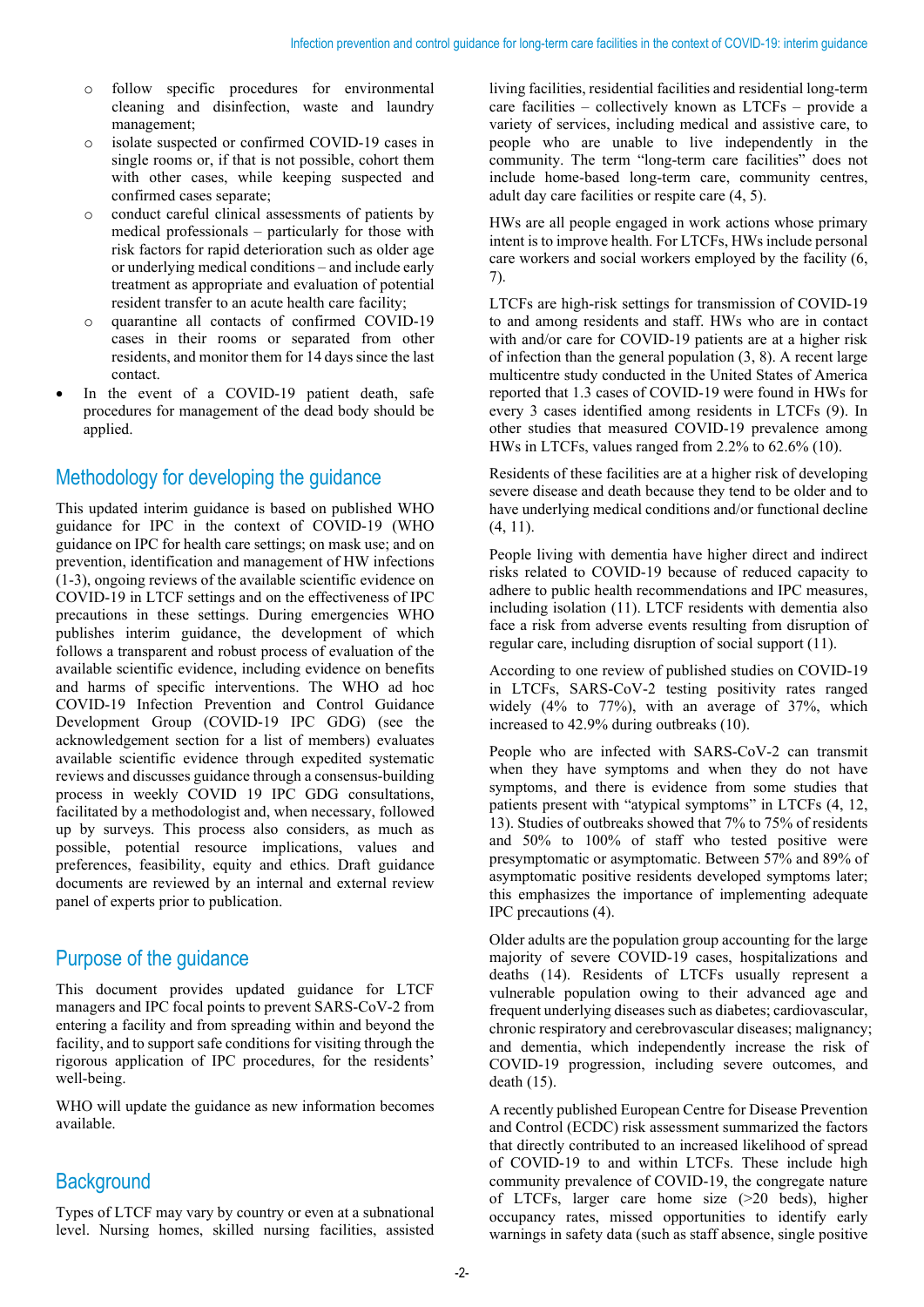- follow specific procedures for environmental cleaning and disinfection, waste and laundry management;
    - isolate suspected or confirmed COVID-19 cases in single rooms or, if that is not possible, cohort them with other cases, while keeping suspected and confirmed cases separate;
    - conduct careful clinical assessments of patients by medical professionals – particularly for those with risk factors for rapid deterioration such as older age or underlying medical conditions – and include early treatment as appropriate and evaluation of potential resident transfer to an acute health care facility;
    - quarantine all contacts of confirmed COVID-19 cases in their rooms or separated from other residents, and monitor them for 14 days since the last contact.
- In the event of a COVID-19 patient death, safe procedures for management of the dead body should be applied.

## Methodology for developing the guidance

This updated interim guidance is based on published WHO guidance for IPC in the context of COVID-19 (WHO guidance on IPC for health care settings; on mask use; and on prevention, identification and management of HW infections (1-3), ongoing reviews of the available scientific evidence on COVID-19 in LTCF settings and on the effectiveness of IPC precautions in these settings. During emergencies WHO publishes interim guidance, the development of which follows a transparent and robust process of evaluation of the available scientific evidence, including evidence on benefits and harms of specific interventions. The WHO ad hoc COVID-19 Infection Prevention and Control Guidance Development Group (COVID-19 IPC GDG) (see the acknowledgement section for a list of members) evaluates available scientific evidence through expedited systematic reviews and discusses guidance through a consensus-building process in weekly COVID 19 IPC GDG consultations, facilitated by a methodologist and, when necessary, followed up by surveys. This process also considers, as much as possible, potential resource implications, values and preferences, feasibility, equity and ethics. Draft guidance documents are reviewed by an internal and external review panel of experts prior to publication.

## Purpose of the guidance

This document provides updated guidance for LTCF managers and IPC focal points to prevent SARS-CoV-2 from entering a facility and from spreading within and beyond the facility, and to support safe conditions for visiting through the rigorous application of IPC procedures, for the residents' well-being.

WHO will update the guidance as new information becomes available.

## Background

Types of LTCF may vary by country or even at a subnational level. Nursing homes, skilled nursing facilities, assisted living facilities, residential facilities and residential long-term care facilities – collectively known as LTCFs – provide a variety of services, including medical and assistive care, to people who are unable to live independently in the community. The term "long-term care facilities" does not include home-based long-term care, community centres, adult day care facilities or respite care (4, 5).

HWs are all people engaged in work actions whose primary intent is to improve health. For LTCFs, HWs include personal care workers and social workers employed by the facility (6, 7).

LTCFs are high-risk settings for transmission of COVID-19 to and among residents and staff. HWs who are in contact with and/or care for COVID-19 patients are at a higher risk of infection than the general population (3, 8). A recent large multicentre study conducted in the United States of America reported that 1.3 cases of COVID-19 were found in HWs for every 3 cases identified among residents in LTCFs (9). In other studies that measured COVID-19 prevalence among HWs in LTCFs, values ranged from 2.2% to 62.6% (10).

Residents of these facilities are at a higher risk of developing severe disease and death because they tend to be older and to have underlying medical conditions and/or functional decline (4, 11).

People living with dementia have higher direct and indirect risks related to COVID-19 because of reduced capacity to adhere to public health recommendations and IPC measures, including isolation (11). LTCF residents with dementia also face a risk from adverse events resulting from disruption of regular care, including disruption of social support (11).

According to one review of published studies on COVID-19 in LTCFs, SARS-CoV-2 testing positivity rates ranged widely (4% to 77%), with an average of 37%, which increased to 42.9% during outbreaks (10).

People who are infected with SARS-CoV-2 can transmit when they have symptoms and when they do not have symptoms, and there is evidence from some studies that patients present with "atypical symptoms" in LTCFs (4, 12, 13). Studies of outbreaks showed that 7% to 75% of residents and 50% to 100% of staff who tested positive were presymptomatic or asymptomatic. Between 57% and 89% of asymptomatic positive residents developed symptoms later; this emphasizes the importance of implementing adequate IPC precautions (4).

Older adults are the population group accounting for the large majority of severe COVID-19 cases, hospitalizations and deaths (14). Residents of LTCFs usually represent a vulnerable population owing to their advanced age and frequent underlying diseases such as diabetes; cardiovascular, chronic respiratory and cerebrovascular diseases; malignancy; and dementia, which independently increase the risk of COVID-19 progression, including severe outcomes, and death (15).

A recently published European Centre for Disease Prevention and Control (ECDC) risk assessment summarized the factors that directly contributed to an increased likelihood of spread of COVID-19 to and within LTCFs. These include high community prevalence of COVID-19, the congregate nature of LTCFs, larger care home size (>20 beds), higher occupancy rates, missed opportunities to identify early warnings in safety data (such as staff absence, single positive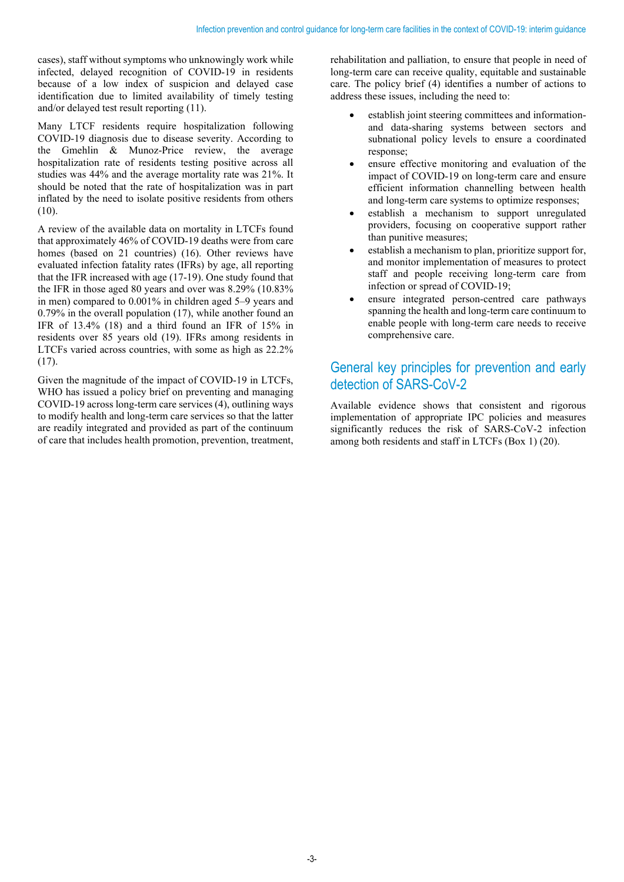cases), staff without symptoms who unknowingly work while infected, delayed recognition of COVID-19 in residents because of a low index of suspicion and delayed case identification due to limited availability of timely testing and/or delayed test result reporting (11).

Many LTCF residents require hospitalization following COVID-19 diagnosis due to disease severity. According to the Gmehlin & Munoz-Price review, the average hospitalization rate of residents testing positive across all studies was 44% and the average mortality rate was 21%. It should be noted that the rate of hospitalization was in part inflated by the need to isolate positive residents from others (10).

A review of the available data on mortality in LTCFs found that approximately 46% of COVID-19 deaths were from care homes (based on 21 countries) (16). Other reviews have evaluated infection fatality rates (IFRs) by age, all reporting that the IFR increased with age (17-19). One study found that the IFR in those aged 80 years and over was 8.29% (10.83% in men) compared to 0.001% in children aged 5–9 years and 0.79% in the overall population (17), while another found an IFR of 13.4% (18) and a third found an IFR of 15% in residents over 85 years old (19). IFRs among residents in LTCFs varied across countries, with some as high as 22.2% (17).

Given the magnitude of the impact of COVID-19 in LTCFs, WHO has issued a policy brief on preventing and managing COVID-19 across long-term care services (4), outlining ways to modify health and long-term care services so that the latter are readily integrated and provided as part of the continuum of care that includes health promotion, prevention, treatment, rehabilitation and palliation, to ensure that people in need of long-term care can receive quality, equitable and sustainable care. The policy brief (4) identifies a number of actions to address these issues, including the need to:

- establish joint steering committees and information- and data-sharing systems between sectors and subnational policy levels to ensure a coordinated response;
- ensure effective monitoring and evaluation of the impact of COVID-19 on long-term care and ensure efficient information channelling between health and long-term care systems to optimize responses;
- establish a mechanism to support unregulated providers, focusing on cooperative support rather than punitive measures;
- establish a mechanism to plan, prioritize support for, and monitor implementation of measures to protect staff and people receiving long-term care from infection or spread of COVID-19;
- ensure integrated person-centred care pathways spanning the health and long-term care continuum to enable people with long-term care needs to receive comprehensive care.

## General key principles for prevention and early detection of SARS-CoV-2

Available evidence shows that consistent and rigorous implementation of appropriate IPC policies and measures significantly reduces the risk of SARS-CoV-2 infection among both residents and staff in LTCFs (Box 1) (20).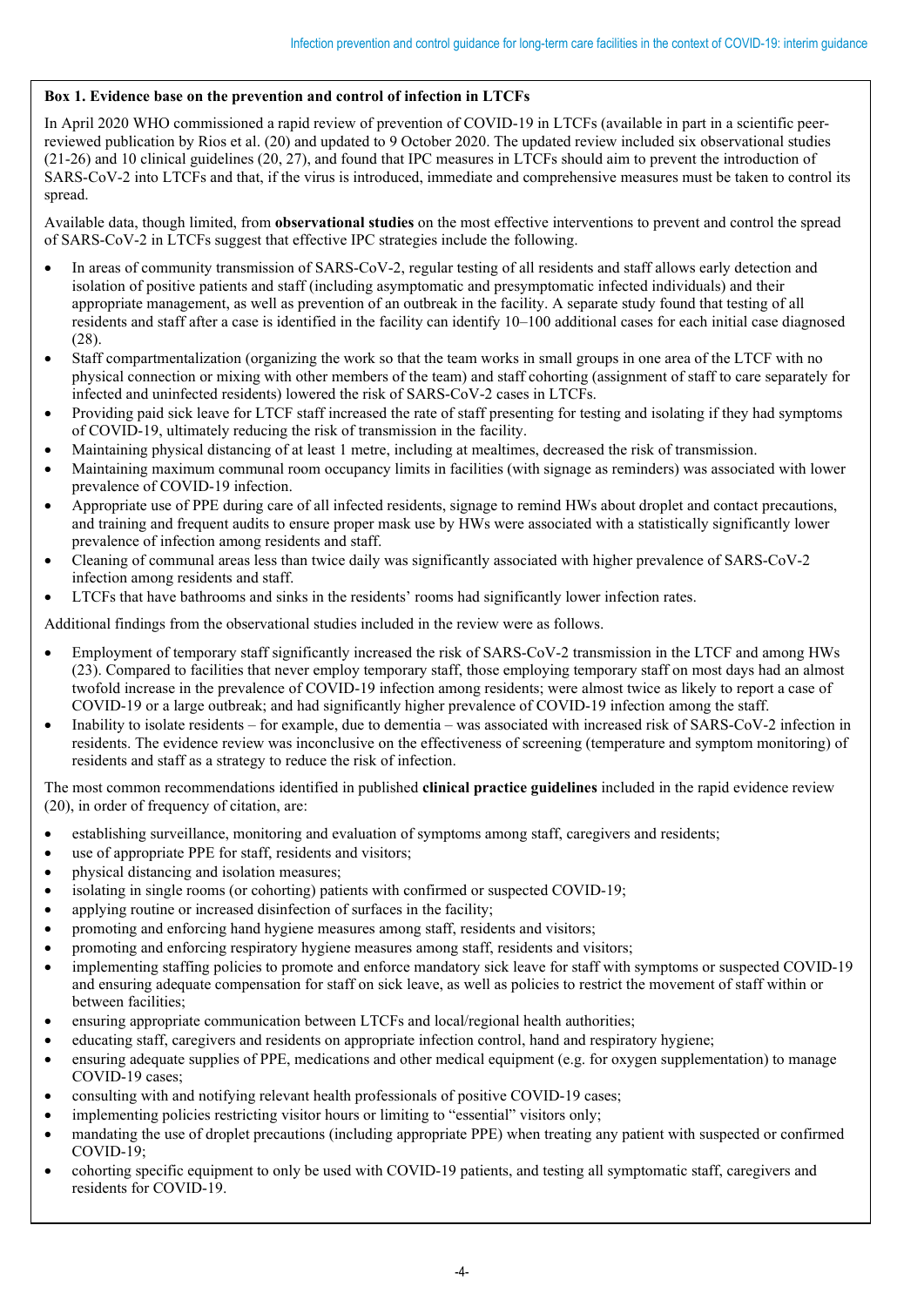**Box 1. Evidence base on the prevention and control of infection in LTCFs**

In April 2020 WHO commissioned a rapid review of prevention of COVID-19 in LTCFs (available in part in a scientific peer-reviewed publication by Rios et al. (20) and updated to 9 October 2020. The updated review included six observational studies (21-26) and 10 clinical guidelines (20, 27), and found that IPC measures in LTCFs should aim to prevent the introduction of SARS-CoV-2 into LTCFs and that, if the virus is introduced, immediate and comprehensive measures must be taken to control its spread.

Available data, though limited, from **observational studies** on the most effective interventions to prevent and control the spread of SARS-CoV-2 in LTCFs suggest that effective IPC strategies include the following.

- In areas of community transmission of SARS-CoV-2, regular testing of all residents and staff allows early detection and isolation of positive patients and staff (including asymptomatic and presymptomatic infected individuals) and their appropriate management, as well as prevention of an outbreak in the facility. A separate study found that testing of all residents and staff after a case is identified in the facility can identify 10–100 additional cases for each initial case diagnosed (28).
- Staff compartmentalization (organizing the work so that the team works in small groups in one area of the LTCF with no physical connection or mixing with other members of the team) and staff cohorting (assignment of staff to care separately for infected and uninfected residents) lowered the risk of SARS-CoV-2 cases in LTCFs.
- Providing paid sick leave for LTCF staff increased the rate of staff presenting for testing and isolating if they had symptoms of COVID-19, ultimately reducing the risk of transmission in the facility.
- Maintaining physical distancing of at least 1 metre, including at mealtimes, decreased the risk of transmission.
- Maintaining maximum communal room occupancy limits in facilities (with signage as reminders) was associated with lower prevalence of COVID-19 infection.
- Appropriate use of PPE during care of all infected residents, signage to remind HWs about droplet and contact precautions, and training and frequent audits to ensure proper mask use by HWs were associated with a statistically significantly lower prevalence of infection among residents and staff.
- Cleaning of communal areas less than twice daily was significantly associated with higher prevalence of SARS-CoV-2 infection among residents and staff.
- LTCFs that have bathrooms and sinks in the residents' rooms had significantly lower infection rates.

Additional findings from the observational studies included in the review were as follows.

- Employment of temporary staff significantly increased the risk of SARS-CoV-2 transmission in the LTCF and among HWs (23). Compared to facilities that never employ temporary staff, those employing temporary staff on most days had an almost twofold increase in the prevalence of COVID-19 infection among residents; were almost twice as likely to report a case of COVID-19 or a large outbreak; and had significantly higher prevalence of COVID-19 infection among the staff.
- Inability to isolate residents – for example, due to dementia – was associated with increased risk of SARS-CoV-2 infection in residents. The evidence review was inconclusive on the effectiveness of screening (temperature and symptom monitoring) of residents and staff as a strategy to reduce the risk of infection.

The most common recommendations identified in published **clinical practice guidelines** included in the rapid evidence review (20), in order of frequency of citation, are:

- establishing surveillance, monitoring and evaluation of symptoms among staff, caregivers and residents;
- use of appropriate PPE for staff, residents and visitors;
- physical distancing and isolation measures;
- isolating in single rooms (or cohorting) patients with confirmed or suspected COVID-19;
- applying routine or increased disinfection of surfaces in the facility;
- promoting and enforcing hand hygiene measures among staff, residents and visitors;
- promoting and enforcing respiratory hygiene measures among staff, residents and visitors;
- implementing staffing policies to promote and enforce mandatory sick leave for staff with symptoms or suspected COVID-19 and ensuring adequate compensation for staff on sick leave, as well as policies to restrict the movement of staff within or between facilities;
- ensuring appropriate communication between LTCFs and local/regional health authorities;
- educating staff, caregivers and residents on appropriate infection control, hand and respiratory hygiene;
- ensuring adequate supplies of PPE, medications and other medical equipment (e.g. for oxygen supplementation) to manage COVID-19 cases;
- consulting with and notifying relevant health professionals of positive COVID-19 cases;
- implementing policies restricting visitor hours or limiting to "essential" visitors only;
- mandating the use of droplet precautions (including appropriate PPE) when treating any patient with suspected or confirmed COVID-19;
- cohorting specific equipment to only be used with COVID-19 patients, and testing all symptomatic staff, caregivers and residents for COVID-19.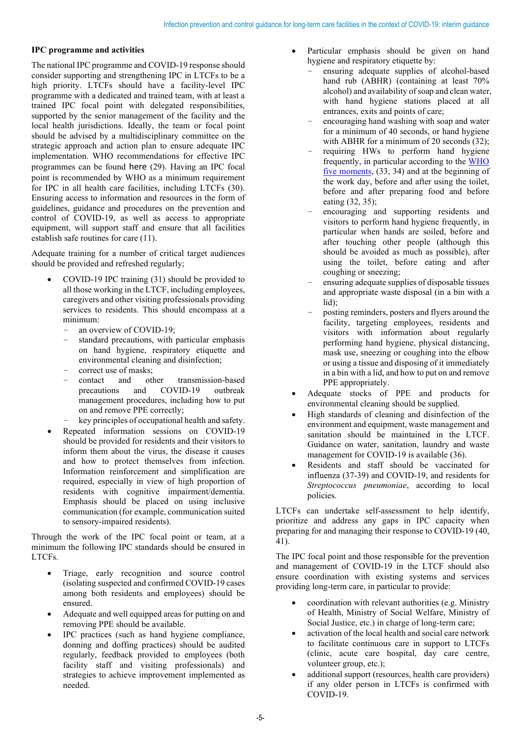**IPC programme and activities**

The national IPC programme and COVID-19 response should consider supporting and strengthening IPC in LTCFs to be a high priority. LTCFs should have a facility-level IPC programme with a dedicated and trained team, with at least a trained IPC focal point with delegated responsibilities, supported by the senior management of the facility and the local health jurisdictions. Ideally, the team or focal point should be advised by a multidisciplinary committee on the strategic approach and action plan to ensure adequate IPC implementation. WHO recommendations for effective IPC programmes can be found here (29). Having an IPC focal point is recommended by WHO as a minimum requirement for IPC in all health care facilities, including LTCFs (30). Ensuring access to information and resources in the form of guidelines, guidance and procedures on the prevention and control of COVID-19, as well as access to appropriate equipment, will support staff and ensure that all facilities establish safe routines for care (11).

Adequate training for a number of critical target audiences should be provided and refreshed regularly;

- COVID-19 IPC training (31) should be provided to all those working in the LTCF, including employees, caregivers and other visiting professionals providing services to residents. This should encompass at a minimum:
  - an overview of COVID-19;
  - standard precautions, with particular emphasis on hand hygiene, respiratory etiquette and environmental cleaning and disinfection;
  - correct use of masks;
  - contact and other transmission-based precautions and COVID-19 outbreak management procedures, including how to put on and remove PPE correctly;
  - key principles of occupational health and safety.
- Repeated information sessions on COVID-19 should be provided for residents and their visitors to inform them about the virus, the disease it causes and how to protect themselves from infection. Information reinforcement and simplification are required, especially in view of high proportion of residents with cognitive impairment/dementia. Emphasis should be placed on using inclusive communication (for example, communication suited to sensory-impaired residents).

Through the work of the IPC focal point or team, at a minimum the following IPC standards should be ensured in LTCFs.

- Triage, early recognition and source control (isolating suspected and confirmed COVID-19 cases among both residents and employees) should be ensured.
- Adequate and well equipped areas for putting on and removing PPE should be available.
- IPC practices (such as hand hygiene compliance, donning and doffing practices) should be audited regularly, feedback provided to employees (both facility staff and visiting professionals) and strategies to achieve improvement implemented as needed.
- Particular emphasis should be given on hand hygiene and respiratory etiquette by:
  - ensuring adequate supplies of alcohol-based hand rub (ABHR) (containing at least 70% alcohol) and availability of soap and clean water, with hand hygiene stations placed at all entrances, exits and points of care;
  - encouraging hand washing with soap and water for a minimum of 40 seconds, or hand hygiene with ABHR for a minimum of 20 seconds (32);
  - requiring HWs to perform hand hygiene frequently, in particular according to the [WHO five moments](), (33, 34) and at the beginning of the work day, before and after using the toilet, before and after preparing food and before eating (32, 35);
  - encouraging and supporting residents and visitors to perform hand hygiene frequently, in particular when hands are soiled, before and after touching other people (although this should be avoided as much as possible), after using the toilet, before eating and after coughing or sneezing;
  - ensuring adequate supplies of disposable tissues and appropriate waste disposal (in a bin with a lid);
  - posting reminders, posters and flyers around the facility, targeting employees, residents and visitors with information about regularly performing hand hygiene, physical distancing, mask use, sneezing or coughing into the elbow or using a tissue and disposing of it immediately in a bin with a lid, and how to put on and remove PPE appropriately.
- Adequate stocks of PPE and products for environmental cleaning should be supplied.
- High standards of cleaning and disinfection of the environment and equipment, waste management and sanitation should be maintained in the LTCF. Guidance on water, sanitation, laundry and waste management for COVID-19 is available (36).
- Residents and staff should be vaccinated for influenza (37-39) and COVID-19, and residents for *Streptococcus pneumoniae*, according to local policies.

LTCFs can undertake self-assessment to help identify, prioritize and address any gaps in IPC capacity when preparing for and managing their response to COVID-19 (40, 41).

The IPC focal point and those responsible for the prevention and management of COVID-19 in the LTCF should also ensure coordination with existing systems and services providing long-term care, in particular to provide:

- coordination with relevant authorities (e.g. Ministry of Health, Ministry of Social Welfare, Ministry of Social Justice, etc.) in charge of long-term care;
- activation of the local health and social care network to facilitate continuous care in support to LTCFs (clinic, acute care hospital, day care centre, volunteer group, etc.);
- additional support (resources, health care providers) if any older person in LTCFs is confirmed with COVID-19.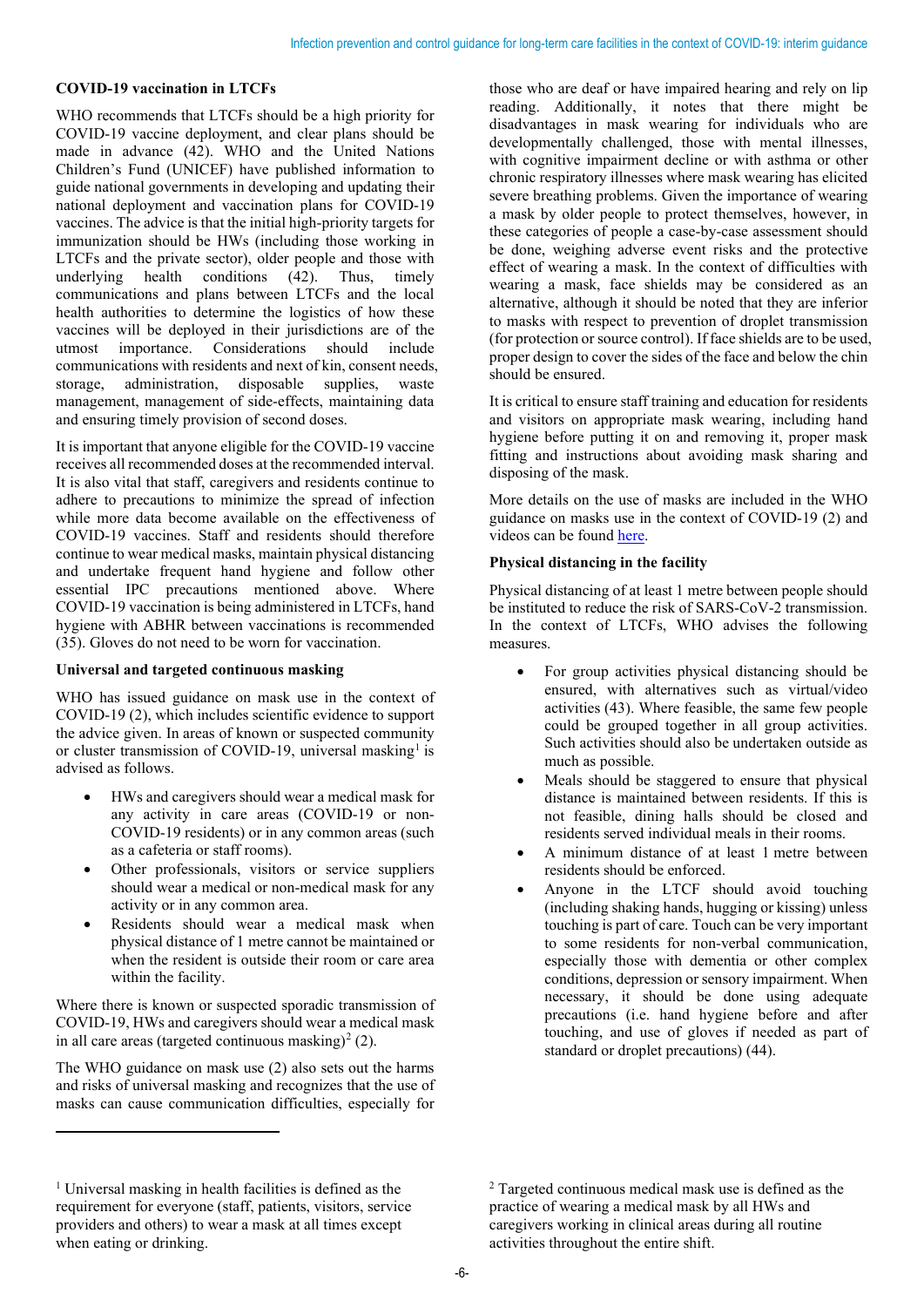### COVID-19 vaccination in LTCFs

WHO recommends that LTCFs should be a high priority for COVID-19 vaccine deployment, and clear plans should be made in advance (42). WHO and the United Nations Children's Fund (UNICEF) have published information to guide national governments in developing and updating their national deployment and vaccination plans for COVID-19 vaccines. The advice is that the initial high-priority targets for immunization should be HWs (including those working in LTCFs and the private sector), older people and those with underlying health conditions (42). Thus, timely communications and plans between LTCFs and the local health authorities to determine the logistics of how these vaccines will be deployed in their jurisdictions are of the utmost importance. Considerations should include communications with residents and next of kin, consent needs, storage, administration, disposable supplies, waste management, management of side-effects, maintaining data and ensuring timely provision of second doses.

It is important that anyone eligible for the COVID-19 vaccine receives all recommended doses at the recommended interval. It is also vital that staff, caregivers and residents continue to adhere to precautions to minimize the spread of infection while more data become available on the effectiveness of COVID-19 vaccines. Staff and residents should therefore continue to wear medical masks, maintain physical distancing and undertake frequent hand hygiene and follow other essential IPC precautions mentioned above. Where COVID-19 vaccination is being administered in LTCFs, hand hygiene with ABHR between vaccinations is recommended (35). Gloves do not need to be worn for vaccination.

### Universal and targeted continuous masking

WHO has issued guidance on mask use in the context of COVID-19 (2), which includes scientific evidence to support the advice given. In areas of known or suspected community or cluster transmission of COVID-19, universal masking[1] is advised as follows.

- HWs and caregivers should wear a medical mask for any activity in care areas (COVID-19 or non-COVID-19 residents) or in any common areas (such as a cafeteria or staff rooms).
- Other professionals, visitors or service suppliers should wear a medical or non-medical mask for any activity or in any common area.
- Residents should wear a medical mask when physical distance of 1 metre cannot be maintained or when the resident is outside their room or care area within the facility.

Where there is known or suspected sporadic transmission of COVID-19, HWs and caregivers should wear a medical mask in all care areas (targeted continuous masking)[2] (2).

The WHO guidance on mask use (2) also sets out the harms and risks of universal masking and recognizes that the use of masks can cause communication difficulties, especially for those who are deaf or have impaired hearing and rely on lip reading. Additionally, it notes that there might be disadvantages in mask wearing for individuals who are developmentally challenged, those with mental illnesses, with cognitive impairment decline or with asthma or other chronic respiratory illnesses where mask wearing has elicited severe breathing problems. Given the importance of wearing a mask by older people to protect themselves, however, in these categories of people a case-by-case assessment should be done, weighing adverse event risks and the protective effect of wearing a mask. In the context of difficulties with wearing a mask, face shields may be considered as an alternative, although it should be noted that they are inferior to masks with respect to prevention of droplet transmission (for protection or source control). If face shields are to be used, proper design to cover the sides of the face and below the chin should be ensured.

It is critical to ensure staff training and education for residents and visitors on appropriate mask wearing, including hand hygiene before putting it on and removing it, proper mask fitting and instructions about avoiding mask sharing and disposing of the mask.

More details on the use of masks are included in the WHO guidance on masks use in the context of COVID-19 (2) and videos can be found here.

### Physical distancing in the facility

Physical distancing of at least 1 metre between people should be instituted to reduce the risk of SARS-CoV-2 transmission. In the context of LTCFs, WHO advises the following measures.

- For group activities physical distancing should be ensured, with alternatives such as virtual/video activities (43). Where feasible, the same few people could be grouped together in all group activities. Such activities should also be undertaken outside as much as possible.
- Meals should be staggered to ensure that physical distance is maintained between residents. If this is not feasible, dining halls should be closed and residents served individual meals in their rooms.
- A minimum distance of at least 1 metre between residents should be enforced.
- Anyone in the LTCF should avoid touching (including shaking hands, hugging or kissing) unless touching is part of care. Touch can be very important to some residents for non-verbal communication, especially those with dementia or other complex conditions, depression or sensory impairment. When necessary, it should be done using adequate precautions (i.e. hand hygiene before and after touching, and use of gloves if needed as part of standard or droplet precautions) (44).

---

[1] Universal masking in health facilities is defined as the requirement for everyone (staff, patients, visitors, service providers and others) to wear a mask at all times except when eating or drinking.

[2] Targeted continuous medical mask use is defined as the practice of wearing a medical mask by all HWs and caregivers working in clinical areas during all routine activities throughout the entire shift.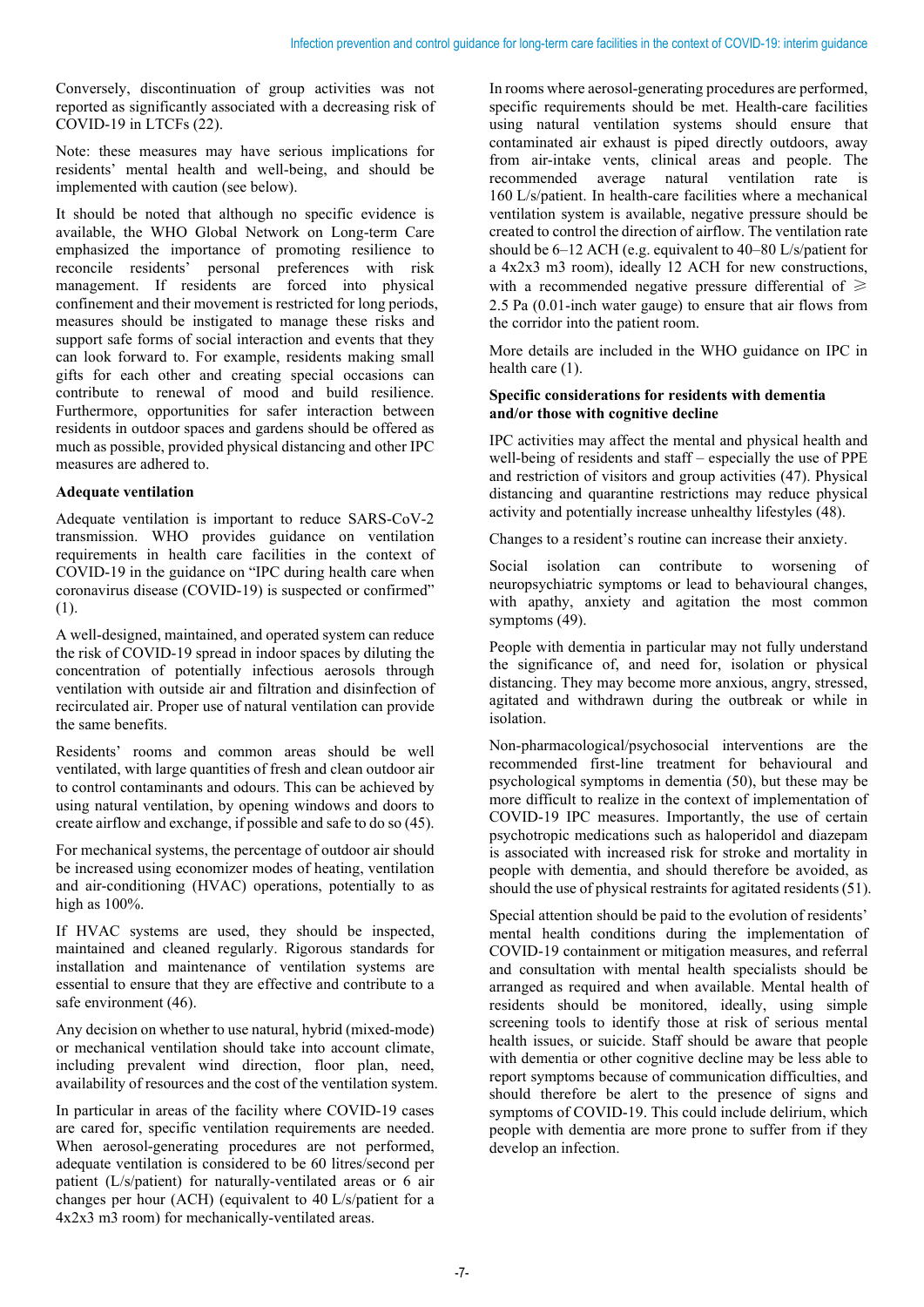Conversely, discontinuation of group activities was not reported as significantly associated with a decreasing risk of COVID-19 in LTCFs (22).

Note: these measures may have serious implications for residents' mental health and well-being, and should be implemented with caution (see below).

It should be noted that although no specific evidence is available, the WHO Global Network on Long-term Care emphasized the importance of promoting resilience to reconcile residents' personal preferences with risk management. If residents are forced into physical confinement and their movement is restricted for long periods, measures should be instigated to manage these risks and support safe forms of social interaction and events that they can look forward to. For example, residents making small gifts for each other and creating special occasions can contribute to renewal of mood and build resilience. Furthermore, opportunities for safer interaction between residents in outdoor spaces and gardens should be offered as much as possible, provided physical distancing and other IPC measures are adhered to.

**Adequate ventilation**

Adequate ventilation is important to reduce SARS-CoV-2 transmission. WHO provides guidance on ventilation requirements in health care facilities in the context of COVID-19 in the guidance on "IPC during health care when coronavirus disease (COVID-19) is suspected or confirmed" (1).

A well-designed, maintained, and operated system can reduce the risk of COVID-19 spread in indoor spaces by diluting the concentration of potentially infectious aerosols through ventilation with outside air and filtration and disinfection of recirculated air. Proper use of natural ventilation can provide the same benefits.

Residents' rooms and common areas should be well ventilated, with large quantities of fresh and clean outdoor air to control contaminants and odours. This can be achieved by using natural ventilation, by opening windows and doors to create airflow and exchange, if possible and safe to do so (45).

For mechanical systems, the percentage of outdoor air should be increased using economizer modes of heating, ventilation and air-conditioning (HVAC) operations, potentially to as high as 100%.

If HVAC systems are used, they should be inspected, maintained and cleaned regularly. Rigorous standards for installation and maintenance of ventilation systems are essential to ensure that they are effective and contribute to a safe environment (46).

Any decision on whether to use natural, hybrid (mixed-mode) or mechanical ventilation should take into account climate, including prevalent wind direction, floor plan, need, availability of resources and the cost of the ventilation system.

In particular in areas of the facility where COVID-19 cases are cared for, specific ventilation requirements are needed. When aerosol-generating procedures are not performed, adequate ventilation is considered to be 60 litres/second per patient (L/s/patient) for naturally-ventilated areas or 6 air changes per hour (ACH) (equivalent to 40 L/s/patient for a 4x2x3 m3 room) for mechanically-ventilated areas.

In rooms where aerosol-generating procedures are performed, specific requirements should be met. Health-care facilities using natural ventilation systems should ensure that contaminated air exhaust is piped directly outdoors, away from air-intake vents, clinical areas and people. The recommended average natural ventilation rate is 160 L/s/patient. In health-care facilities where a mechanical ventilation system is available, negative pressure should be created to control the direction of airflow. The ventilation rate should be 6–12 ACH (e.g. equivalent to 40–80 L/s/patient for a 4x2x3 m3 room), ideally 12 ACH for new constructions, with a recommended negative pressure differential of ⩾ 2.5 Pa (0.01-inch water gauge) to ensure that air flows from the corridor into the patient room.

More details are included in the WHO guidance on IPC in health care (1).

**Specific considerations for residents with dementia and/or those with cognitive decline**

IPC activities may affect the mental and physical health and well-being of residents and staff – especially the use of PPE and restriction of visitors and group activities (47). Physical distancing and quarantine restrictions may reduce physical activity and potentially increase unhealthy lifestyles (48).

Changes to a resident's routine can increase their anxiety.

Social isolation can contribute to worsening of neuropsychiatric symptoms or lead to behavioural changes, with apathy, anxiety and agitation the most common symptoms (49).

People with dementia in particular may not fully understand the significance of, and need for, isolation or physical distancing. They may become more anxious, angry, stressed, agitated and withdrawn during the outbreak or while in isolation.

Non-pharmacological/psychosocial interventions are the recommended first-line treatment for behavioural and psychological symptoms in dementia (50), but these may be more difficult to realize in the context of implementation of COVID-19 IPC measures. Importantly, the use of certain psychotropic medications such as haloperidol and diazepam is associated with increased risk for stroke and mortality in people with dementia, and should therefore be avoided, as should the use of physical restraints for agitated residents (51).

Special attention should be paid to the evolution of residents' mental health conditions during the implementation of COVID-19 containment or mitigation measures, and referral and consultation with mental health specialists should be arranged as required and when available. Mental health of residents should be monitored, ideally, using simple screening tools to identify those at risk of serious mental health issues, or suicide. Staff should be aware that people with dementia or other cognitive decline may be less able to report symptoms because of communication difficulties, and should therefore be alert to the presence of signs and symptoms of COVID-19. This could include delirium, which people with dementia are more prone to suffer from if they develop an infection.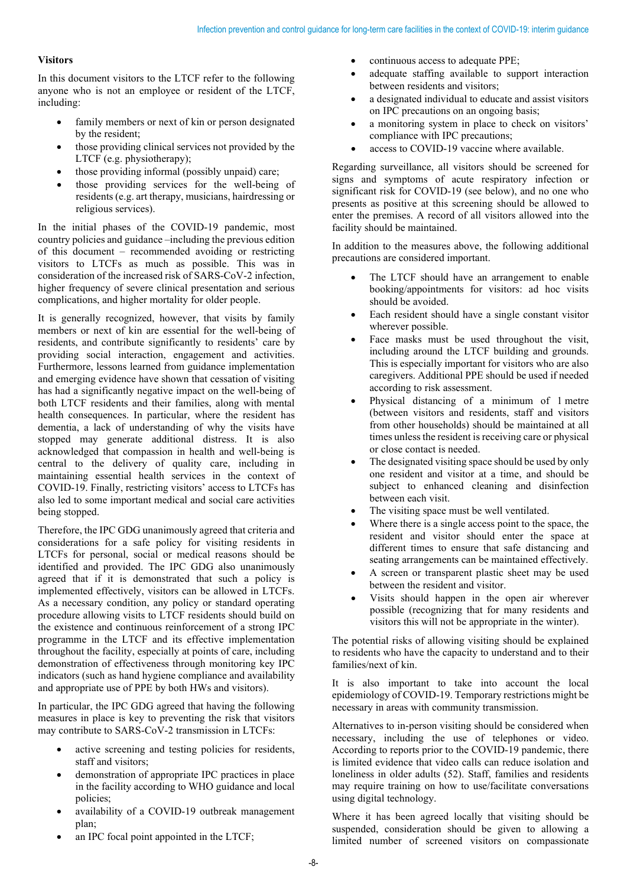**Visitors**

In this document visitors to the LTCF refer to the following anyone who is not an employee or resident of the LTCF, including:

- family members or next of kin or person designated by the resident;
- those providing clinical services not provided by the LTCF (e.g. physiotherapy);
- those providing informal (possibly unpaid) care;
- those providing services for the well-being of residents (e.g. art therapy, musicians, hairdressing or religious services).

In the initial phases of the COVID-19 pandemic, most country policies and guidance –including the previous edition of this document – recommended avoiding or restricting visitors to LTCFs as much as possible. This was in consideration of the increased risk of SARS-CoV-2 infection, higher frequency of severe clinical presentation and serious complications, and higher mortality for older people.

It is generally recognized, however, that visits by family members or next of kin are essential for the well-being of residents, and contribute significantly to residents' care by providing social interaction, engagement and activities. Furthermore, lessons learned from guidance implementation and emerging evidence have shown that cessation of visiting has had a significantly negative impact on the well-being of both LTCF residents and their families, along with mental health consequences. In particular, where the resident has dementia, a lack of understanding of why the visits have stopped may generate additional distress. It is also acknowledged that compassion in health and well-being is central to the delivery of quality care, including in maintaining essential health services in the context of COVID-19. Finally, restricting visitors' access to LTCFs has also led to some important medical and social care activities being stopped.

Therefore, the IPC GDG unanimously agreed that criteria and considerations for a safe policy for visiting residents in LTCFs for personal, social or medical reasons should be identified and provided. The IPC GDG also unanimously agreed that if it is demonstrated that such a policy is implemented effectively, visitors can be allowed in LTCFs. As a necessary condition, any policy or standard operating procedure allowing visits to LTCF residents should build on the existence and continuous reinforcement of a strong IPC programme in the LTCF and its effective implementation throughout the facility, especially at points of care, including demonstration of effectiveness through monitoring key IPC indicators (such as hand hygiene compliance and availability and appropriate use of PPE by both HWs and visitors).

In particular, the IPC GDG agreed that having the following measures in place is key to preventing the risk that visitors may contribute to SARS-CoV-2 transmission in LTCFs:

- active screening and testing policies for residents, staff and visitors;
- demonstration of appropriate IPC practices in place in the facility according to WHO guidance and local policies;
- availability of a COVID-19 outbreak management plan;
- an IPC focal point appointed in the LTCF;
- continuous access to adequate PPE;
- adequate staffing available to support interaction between residents and visitors;
- a designated individual to educate and assist visitors on IPC precautions on an ongoing basis;
- a monitoring system in place to check on visitors' compliance with IPC precautions;
- access to COVID-19 vaccine where available.

Regarding surveillance, all visitors should be screened for signs and symptoms of acute respiratory infection or significant risk for COVID-19 (see below), and no one who presents as positive at this screening should be allowed to enter the premises. A record of all visitors allowed into the facility should be maintained.

In addition to the measures above, the following additional precautions are considered important.

- The LTCF should have an arrangement to enable booking/appointments for visitors: ad hoc visits should be avoided.
- Each resident should have a single constant visitor wherever possible.
- Face masks must be used throughout the visit, including around the LTCF building and grounds. This is especially important for visitors who are also caregivers. Additional PPE should be used if needed according to risk assessment.
- Physical distancing of a minimum of 1 metre (between visitors and residents, staff and visitors from other households) should be maintained at all times unless the resident is receiving care or physical or close contact is needed.
- The designated visiting space should be used by only one resident and visitor at a time, and should be subject to enhanced cleaning and disinfection between each visit.
- The visiting space must be well ventilated.
- Where there is a single access point to the space, the resident and visitor should enter the space at different times to ensure that safe distancing and seating arrangements can be maintained effectively.
- A screen or transparent plastic sheet may be used between the resident and visitor.
- Visits should happen in the open air wherever possible (recognizing that for many residents and visitors this will not be appropriate in the winter).

The potential risks of allowing visiting should be explained to residents who have the capacity to understand and to their families/next of kin.

It is also important to take into account the local epidemiology of COVID-19. Temporary restrictions might be necessary in areas with community transmission.

Alternatives to in-person visiting should be considered when necessary, including the use of telephones or video. According to reports prior to the COVID-19 pandemic, there is limited evidence that video calls can reduce isolation and loneliness in older adults (52). Staff, families and residents may require training on how to use/facilitate conversations using digital technology.

Where it has been agreed locally that visiting should be suspended, consideration should be given to allowing a limited number of screened visitors on compassionate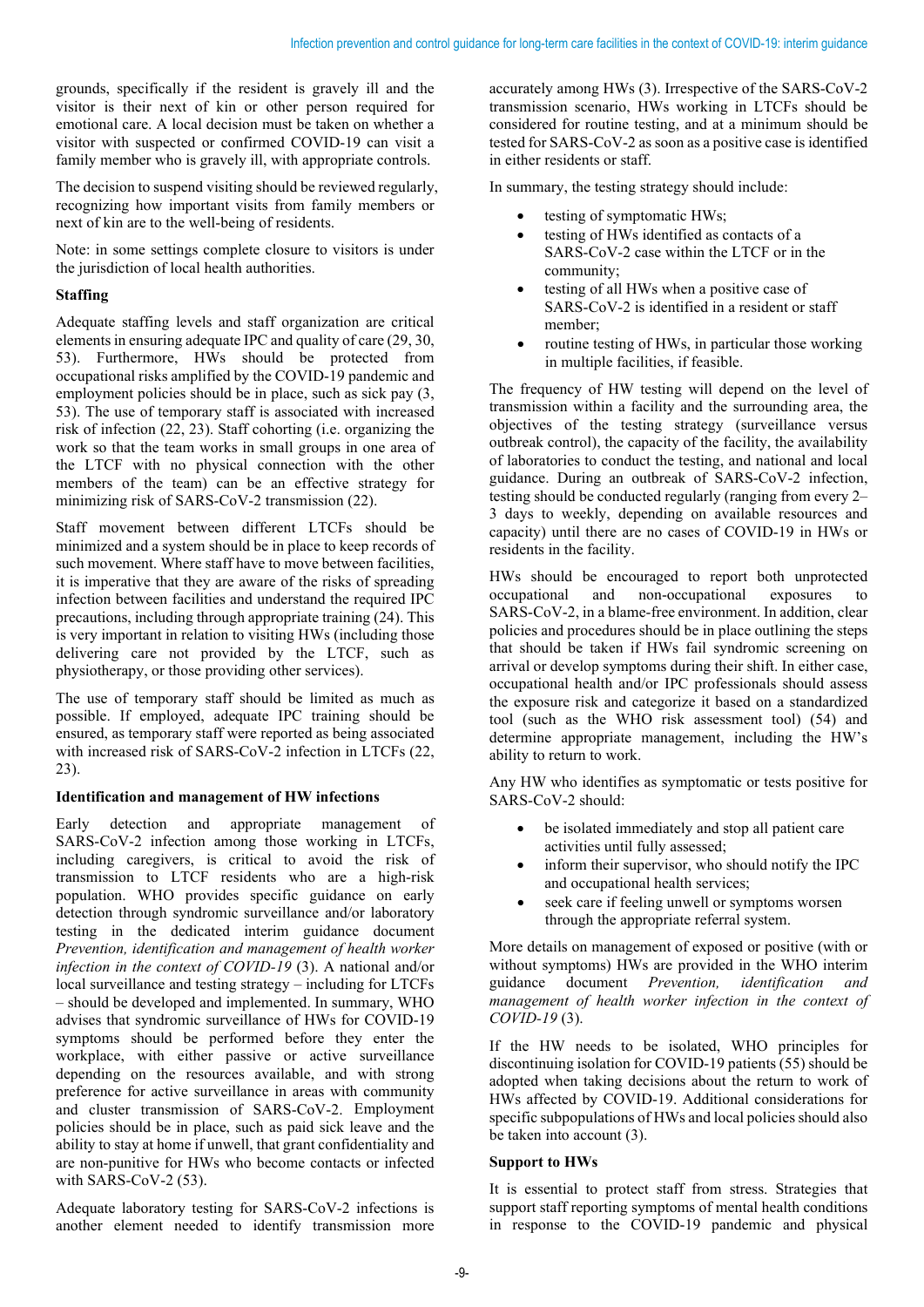grounds, specifically if the resident is gravely ill and the visitor is their next of kin or other person required for emotional care. A local decision must be taken on whether a visitor with suspected or confirmed COVID-19 can visit a family member who is gravely ill, with appropriate controls.

The decision to suspend visiting should be reviewed regularly, recognizing how important visits from family members or next of kin are to the well-being of residents.

Note: in some settings complete closure to visitors is under the jurisdiction of local health authorities.

**Staffing**

Adequate staffing levels and staff organization are critical elements in ensuring adequate IPC and quality of care (29, 30, 53). Furthermore, HWs should be protected from occupational risks amplified by the COVID-19 pandemic and employment policies should be in place, such as sick pay (3, 53). The use of temporary staff is associated with increased risk of infection (22, 23). Staff cohorting (i.e. organizing the work so that the team works in small groups in one area of the LTCF with no physical connection with the other members of the team) can be an effective strategy for minimizing risk of SARS-CoV-2 transmission (22).

Staff movement between different LTCFs should be minimized and a system should be in place to keep records of such movement. Where staff have to move between facilities, it is imperative that they are aware of the risks of spreading infection between facilities and understand the required IPC precautions, including through appropriate training (24). This is very important in relation to visiting HWs (including those delivering care not provided by the LTCF, such as physiotherapy, or those providing other services).

The use of temporary staff should be limited as much as possible. If employed, adequate IPC training should be ensured, as temporary staff were reported as being associated with increased risk of SARS-CoV-2 infection in LTCFs (22, 23).

**Identification and management of HW infections**

Early detection and appropriate management of SARS-CoV-2 infection among those working in LTCFs, including caregivers, is critical to avoid the risk of transmission to LTCF residents who are a high-risk population. WHO provides specific guidance on early detection through syndromic surveillance and/or laboratory testing in the dedicated interim guidance document *Prevention, identification and management of health worker infection in the context of COVID-19* (3). A national and/or local surveillance and testing strategy – including for LTCFs – should be developed and implemented. In summary, WHO advises that syndromic surveillance of HWs for COVID-19 symptoms should be performed before they enter the workplace, with either passive or active surveillance depending on the resources available, and with strong preference for active surveillance in areas with community and cluster transmission of SARS-CoV-2. Employment policies should be in place, such as paid sick leave and the ability to stay at home if unwell, that grant confidentiality and are non-punitive for HWs who become contacts or infected with SARS-CoV-2 (53).

Adequate laboratory testing for SARS-CoV-2 infections is another element needed to identify transmission more accurately among HWs (3). Irrespective of the SARS-CoV-2 transmission scenario, HWs working in LTCFs should be considered for routine testing, and at a minimum should be tested for SARS-CoV-2 as soon as a positive case is identified in either residents or staff.

In summary, the testing strategy should include:

- testing of symptomatic HWs;
- testing of HWs identified as contacts of a SARS-CoV-2 case within the LTCF or in the community;
- testing of all HWs when a positive case of SARS-CoV-2 is identified in a resident or staff member;
- routine testing of HWs, in particular those working in multiple facilities, if feasible.

The frequency of HW testing will depend on the level of transmission within a facility and the surrounding area, the objectives of the testing strategy (surveillance versus outbreak control), the capacity of the facility, the availability of laboratories to conduct the testing, and national and local guidance. During an outbreak of SARS-CoV-2 infection, testing should be conducted regularly (ranging from every 2–3 days to weekly, depending on available resources and capacity) until there are no cases of COVID-19 in HWs or residents in the facility.

HWs should be encouraged to report both unprotected occupational and non-occupational exposures to SARS-CoV-2, in a blame-free environment. In addition, clear policies and procedures should be in place outlining the steps that should be taken if HWs fail syndromic screening on arrival or develop symptoms during their shift. In either case, occupational health and/or IPC professionals should assess the exposure risk and categorize it based on a standardized tool (such as the WHO risk assessment tool) (54) and determine appropriate management, including the HW's ability to return to work.

Any HW who identifies as symptomatic or tests positive for SARS-CoV-2 should:

- be isolated immediately and stop all patient care activities until fully assessed;
- inform their supervisor, who should notify the IPC and occupational health services;
- seek care if feeling unwell or symptoms worsen through the appropriate referral system.

More details on management of exposed or positive (with or without symptoms) HWs are provided in the WHO interim guidance document *Prevention, identification and management of health worker infection in the context of COVID-19* (3).

If the HW needs to be isolated, WHO principles for discontinuing isolation for COVID-19 patients (55) should be adopted when taking decisions about the return to work of HWs affected by COVID-19. Additional considerations for specific subpopulations of HWs and local policies should also be taken into account (3).

**Support to HWs**

It is essential to protect staff from stress. Strategies that support staff reporting symptoms of mental health conditions in response to the COVID-19 pandemic and physical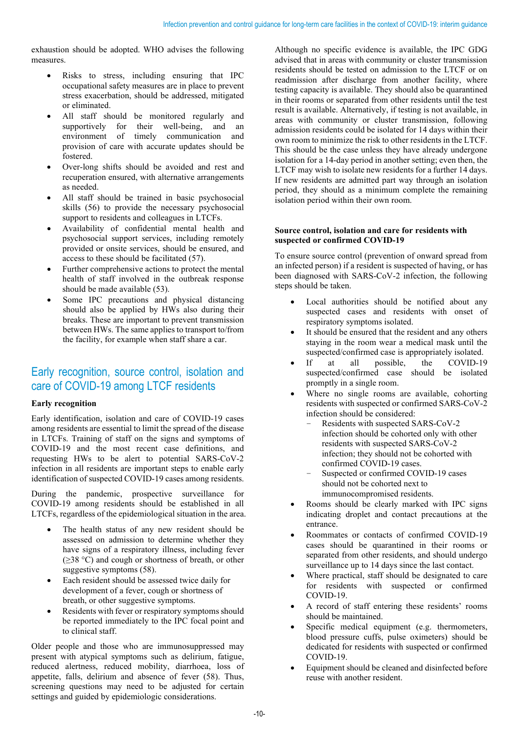exhaustion should be adopted. WHO advises the following measures.

- Risks to stress, including ensuring that IPC occupational safety measures are in place to prevent stress exacerbation, should be addressed, mitigated or eliminated.
- All staff should be monitored regularly and supportively for their well-being, and an environment of timely communication and provision of care with accurate updates should be fostered.
- Over-long shifts should be avoided and rest and recuperation ensured, with alternative arrangements as needed.
- All staff should be trained in basic psychosocial skills (56) to provide the necessary psychosocial support to residents and colleagues in LTCFs.
- Availability of confidential mental health and psychosocial support services, including remotely provided or onsite services, should be ensured, and access to these should be facilitated (57).
- Further comprehensive actions to protect the mental health of staff involved in the outbreak response should be made available (53).
- Some IPC precautions and physical distancing should also be applied by HWs also during their breaks. These are important to prevent transmission between HWs. The same applies to transport to/from the facility, for example when staff share a car.

## Early recognition, source control, isolation and care of COVID-19 among LTCF residents

### Early recognition

Early identification, isolation and care of COVID-19 cases among residents are essential to limit the spread of the disease in LTCFs. Training of staff on the signs and symptoms of COVID-19 and the most recent case definitions, and requesting HWs to be alert to potential SARS-CoV-2 infection in all residents are important steps to enable early identification of suspected COVID-19 cases among residents.

During the pandemic, prospective surveillance for COVID-19 among residents should be established in all LTCFs, regardless of the epidemiological situation in the area.

- The health status of any new resident should be assessed on admission to determine whether they have signs of a respiratory illness, including fever (≥38 °C) and cough or shortness of breath, or other suggestive symptoms (58).
- Each resident should be assessed twice daily for development of a fever, cough or shortness of breath, or other suggestive symptoms.
- Residents with fever or respiratory symptoms should be reported immediately to the IPC focal point and to clinical staff.

Older people and those who are immunosuppressed may present with atypical symptoms such as delirium, fatigue, reduced alertness, reduced mobility, diarrhoea, loss of appetite, falls, delirium and absence of fever (58). Thus, screening questions may need to be adjusted for certain settings and guided by epidemiologic considerations.

Although no specific evidence is available, the IPC GDG advised that in areas with community or cluster transmission residents should be tested on admission to the LTCF or on readmission after discharge from another facility, where testing capacity is available. They should also be quarantined in their rooms or separated from other residents until the test result is available. Alternatively, if testing is not available, in areas with community or cluster transmission, following admission residents could be isolated for 14 days within their own room to minimize the risk to other residents in the LTCF. This should be the case unless they have already undergone isolation for a 14-day period in another setting; even then, the LTCF may wish to isolate new residents for a further 14 days. If new residents are admitted part way through an isolation period, they should as a minimum complete the remaining isolation period within their own room.

### Source control, isolation and care for residents with suspected or confirmed COVID-19

To ensure source control (prevention of onward spread from an infected person) if a resident is suspected of having, or has been diagnosed with SARS-CoV-2 infection, the following steps should be taken.

- Local authorities should be notified about any suspected cases and residents with onset of respiratory symptoms isolated.
- It should be ensured that the resident and any others staying in the room wear a medical mask until the suspected/confirmed case is appropriately isolated.
- If at all possible, the COVID-19 suspected/confirmed case should be isolated promptly in a single room.
- Where no single rooms are available, cohorting residents with suspected or confirmed SARS-CoV-2 infection should be considered:
  - Residents with suspected SARS-CoV-2 infection should be cohorted only with other residents with suspected SARS-CoV-2 infection; they should not be cohorted with confirmed COVID-19 cases.
  - Suspected or confirmed COVID-19 cases should not be cohorted next to immunocompromised residents.
- Rooms should be clearly marked with IPC signs indicating droplet and contact precautions at the entrance.
- Roommates or contacts of confirmed COVID-19 cases should be quarantined in their rooms or separated from other residents, and should undergo surveillance up to 14 days since the last contact.
- Where practical, staff should be designated to care for residents with suspected or confirmed COVID-19.
- A record of staff entering these residents' rooms should be maintained.
- Specific medical equipment (e.g. thermometers, blood pressure cuffs, pulse oximeters) should be dedicated for residents with suspected or confirmed COVID-19.
- Equipment should be cleaned and disinfected before reuse with another resident.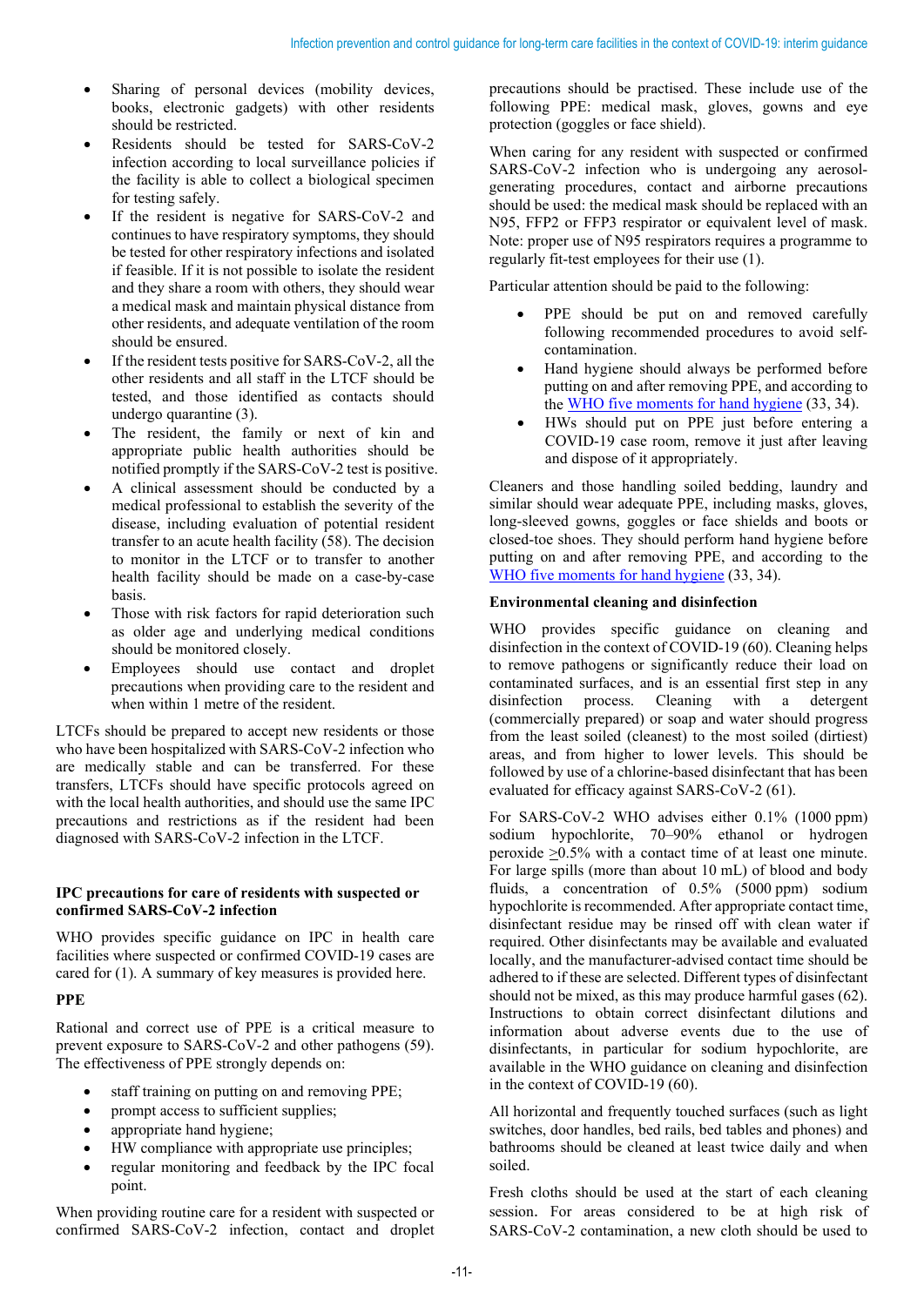- Sharing of personal devices (mobility devices, books, electronic gadgets) with other residents should be restricted.
- Residents should be tested for SARS-CoV-2 infection according to local surveillance policies if the facility is able to collect a biological specimen for testing safely.
- If the resident is negative for SARS-CoV-2 and continues to have respiratory symptoms, they should be tested for other respiratory infections and isolated if feasible. If it is not possible to isolate the resident and they share a room with others, they should wear a medical mask and maintain physical distance from other residents, and adequate ventilation of the room should be ensured.
- If the resident tests positive for SARS-CoV-2, all the other residents and all staff in the LTCF should be tested, and those identified as contacts should undergo quarantine (3).
- The resident, the family or next of kin and appropriate public health authorities should be notified promptly if the SARS-CoV-2 test is positive.
- A clinical assessment should be conducted by a medical professional to establish the severity of the disease, including evaluation of potential resident transfer to an acute health facility (58). The decision to monitor in the LTCF or to transfer to another health facility should be made on a case-by-case basis.
- Those with risk factors for rapid deterioration such as older age and underlying medical conditions should be monitored closely.
- Employees should use contact and droplet precautions when providing care to the resident and when within 1 metre of the resident.

LTCFs should be prepared to accept new residents or those who have been hospitalized with SARS-CoV-2 infection who are medically stable and can be transferred. For these transfers, LTCFs should have specific protocols agreed on with the local health authorities, and should use the same IPC precautions and restrictions as if the resident had been diagnosed with SARS-CoV-2 infection in the LTCF.

### IPC precautions for care of residents with suspected or confirmed SARS-CoV-2 infection

WHO provides specific guidance on IPC in health care facilities where suspected or confirmed COVID-19 cases are cared for (1). A summary of key measures is provided here.

#### PPE

Rational and correct use of PPE is a critical measure to prevent exposure to SARS-CoV-2 and other pathogens (59). The effectiveness of PPE strongly depends on:

- staff training on putting on and removing PPE;
- prompt access to sufficient supplies;
- appropriate hand hygiene;
- HW compliance with appropriate use principles;
- regular monitoring and feedback by the IPC focal point.

When providing routine care for a resident with suspected or confirmed SARS-CoV-2 infection, contact and droplet precautions should be practised. These include use of the following PPE: medical mask, gloves, gowns and eye protection (goggles or face shield).

When caring for any resident with suspected or confirmed SARS-CoV-2 infection who is undergoing any aerosol-generating procedures, contact and airborne precautions should be used: the medical mask should be replaced with an N95, FFP2 or FFP3 respirator or equivalent level of mask. Note: proper use of N95 respirators requires a programme to regularly fit-test employees for their use (1).

Particular attention should be paid to the following:

- PPE should be put on and removed carefully following recommended procedures to avoid self-contamination.
- Hand hygiene should always be performed before putting on and after removing PPE, and according to the WHO five moments for hand hygiene (33, 34).
- HWs should put on PPE just before entering a COVID-19 case room, remove it just after leaving and dispose of it appropriately.

Cleaners and those handling soiled bedding, laundry and similar should wear adequate PPE, including masks, gloves, long-sleeved gowns, goggles or face shields and boots or closed-toe shoes. They should perform hand hygiene before putting on and after removing PPE, and according to the WHO five moments for hand hygiene (33, 34).

#### Environmental cleaning and disinfection

WHO provides specific guidance on cleaning and disinfection in the context of COVID-19 (60). Cleaning helps to remove pathogens or significantly reduce their load on contaminated surfaces, and is an essential first step in any disinfection process. Cleaning with a detergent (commercially prepared) or soap and water should progress from the least soiled (cleanest) to the most soiled (dirtiest) areas, and from higher to lower levels. This should be followed by use of a chlorine-based disinfectant that has been evaluated for efficacy against SARS-CoV-2 (61).

For SARS-CoV-2 WHO advises either 0.1% (1000 ppm) sodium hypochlorite, 70–90% ethanol or hydrogen peroxide ≥0.5% with a contact time of at least one minute. For large spills (more than about 10 mL) of blood and body fluids, a concentration of 0.5% (5000 ppm) sodium hypochlorite is recommended. After appropriate contact time, disinfectant residue may be rinsed off with clean water if required. Other disinfectants may be available and evaluated locally, and the manufacturer-advised contact time should be adhered to if these are selected. Different types of disinfectant should not be mixed, as this may produce harmful gases (62). Instructions to obtain correct disinfectant dilutions and information about adverse events due to the use of disinfectants, in particular for sodium hypochlorite, are available in the WHO guidance on cleaning and disinfection in the context of COVID-19 (60).

All horizontal and frequently touched surfaces (such as light switches, door handles, bed rails, bed tables and phones) and bathrooms should be cleaned at least twice daily and when soiled.

Fresh cloths should be used at the start of each cleaning session. For areas considered to be at high risk of SARS-CoV-2 contamination, a new cloth should be used to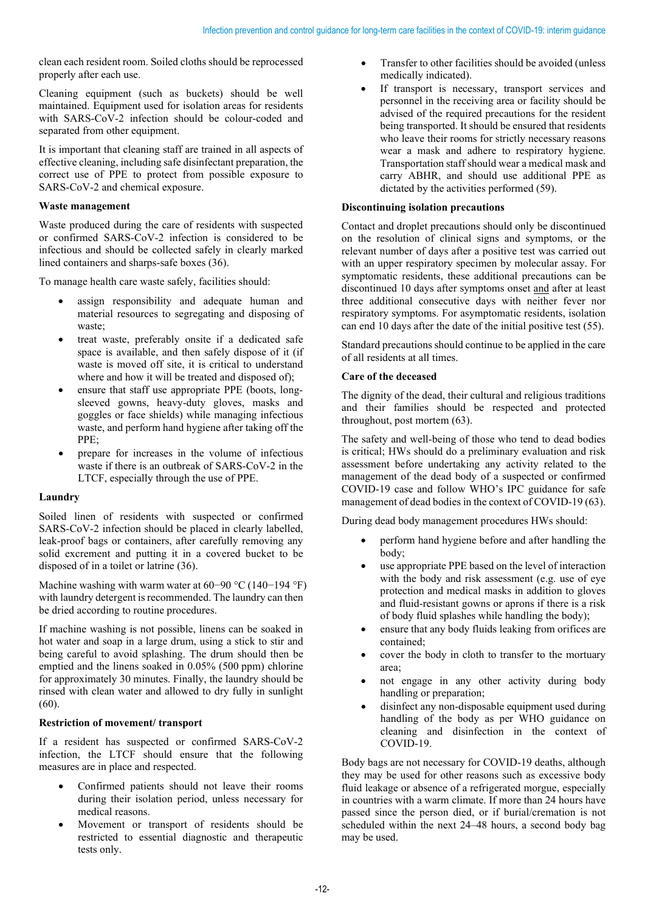clean each resident room. Soiled cloths should be reprocessed properly after each use.

Cleaning equipment (such as buckets) should be well maintained. Equipment used for isolation areas for residents with SARS-CoV-2 infection should be colour-coded and separated from other equipment.

It is important that cleaning staff are trained in all aspects of effective cleaning, including safe disinfectant preparation, the correct use of PPE to protect from possible exposure to SARS-CoV-2 and chemical exposure.

### Waste management

Waste produced during the care of residents with suspected or confirmed SARS-CoV-2 infection is considered to be infectious and should be collected safely in clearly marked lined containers and sharps-safe boxes (36).

To manage health care waste safely, facilities should:

- assign responsibility and adequate human and material resources to segregating and disposing of waste;
- treat waste, preferably onsite if a dedicated safe space is available, and then safely dispose of it (if waste is moved off site, it is critical to understand where and how it will be treated and disposed of);
- ensure that staff use appropriate PPE (boots, long-sleeved gowns, heavy-duty gloves, masks and goggles or face shields) while managing infectious waste, and perform hand hygiene after taking off the PPE;
- prepare for increases in the volume of infectious waste if there is an outbreak of SARS-CoV-2 in the LTCF, especially through the use of PPE.

### Laundry

Soiled linen of residents with suspected or confirmed SARS-CoV-2 infection should be placed in clearly labelled, leak-proof bags or containers, after carefully removing any solid excrement and putting it in a covered bucket to be disposed of in a toilet or latrine (36).

Machine washing with warm water at 60−90 °C (140−194 °F) with laundry detergent is recommended. The laundry can then be dried according to routine procedures.

If machine washing is not possible, linens can be soaked in hot water and soap in a large drum, using a stick to stir and being careful to avoid splashing. The drum should then be emptied and the linens soaked in 0.05% (500 ppm) chlorine for approximately 30 minutes. Finally, the laundry should be rinsed with clean water and allowed to dry fully in sunlight (60).

### Restriction of movement/ transport

If a resident has suspected or confirmed SARS-CoV-2 infection, the LTCF should ensure that the following measures are in place and respected.

- Confirmed patients should not leave their rooms during their isolation period, unless necessary for medical reasons.
- Movement or transport of residents should be restricted to essential diagnostic and therapeutic tests only.
- Transfer to other facilities should be avoided (unless medically indicated).
- If transport is necessary, transport services and personnel in the receiving area or facility should be advised of the required precautions for the resident being transported. It should be ensured that residents who leave their rooms for strictly necessary reasons wear a mask and adhere to respiratory hygiene. Transportation staff should wear a medical mask and carry ABHR, and should use additional PPE as dictated by the activities performed (59).

### Discontinuing isolation precautions

Contact and droplet precautions should only be discontinued on the resolution of clinical signs and symptoms, or the relevant number of days after a positive test was carried out with an upper respiratory specimen by molecular assay. For symptomatic residents, these additional precautions can be discontinued 10 days after symptoms onset <u>and</u> after at least three additional consecutive days with neither fever nor respiratory symptoms. For asymptomatic residents, isolation can end 10 days after the date of the initial positive test (55).

Standard precautions should continue to be applied in the care of all residents at all times.

### Care of the deceased

The dignity of the dead, their cultural and religious traditions and their families should be respected and protected throughout, post mortem (63).

The safety and well-being of those who tend to dead bodies is critical; HWs should do a preliminary evaluation and risk assessment before undertaking any activity related to the management of the dead body of a suspected or confirmed COVID-19 case and follow WHO's IPC guidance for safe management of dead bodies in the context of COVID-19 (63).

During dead body management procedures HWs should:

- perform hand hygiene before and after handling the body;
- use appropriate PPE based on the level of interaction with the body and risk assessment (e.g. use of eye protection and medical masks in addition to gloves and fluid-resistant gowns or aprons if there is a risk of body fluid splashes while handling the body);
- ensure that any body fluids leaking from orifices are contained;
- cover the body in cloth to transfer to the mortuary area;
- not engage in any other activity during body handling or preparation;
- disinfect any non-disposable equipment used during handling of the body as per WHO guidance on cleaning and disinfection in the context of COVID-19.

Body bags are not necessary for COVID-19 deaths, although they may be used for other reasons such as excessive body fluid leakage or absence of a refrigerated morgue, especially in countries with a warm climate. If more than 24 hours have passed since the person died, or if burial/cremation is not scheduled within the next 24–48 hours, a second body bag may be used.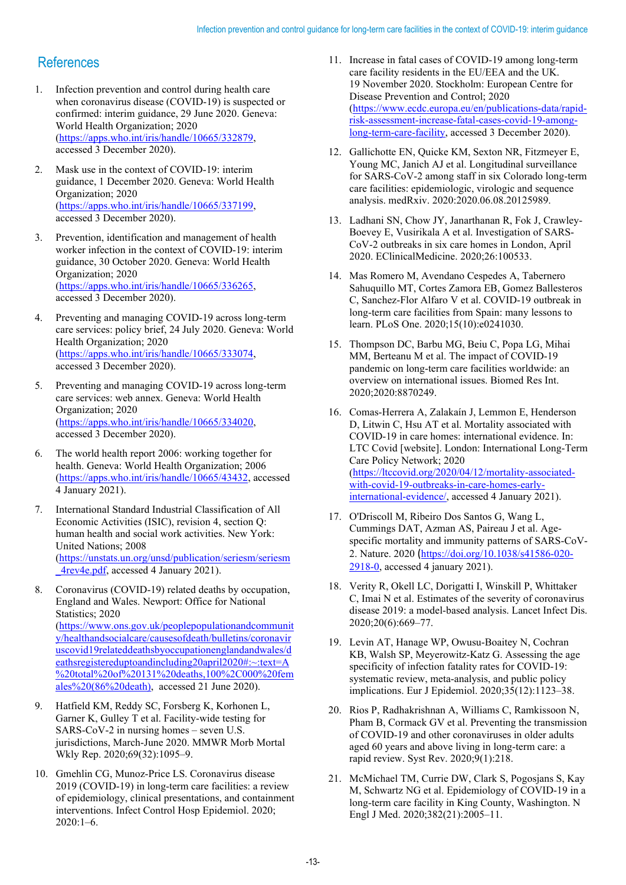## References

1. Infection prevention and control during health care when coronavirus disease (COVID-19) is suspected or confirmed: interim guidance, 29 June 2020. Geneva: World Health Organization; 2020 (https://apps.who.int/iris/handle/10665/332879, accessed 3 December 2020).

2. Mask use in the context of COVID-19: interim guidance, 1 December 2020. Geneva: World Health Organization; 2020 (https://apps.who.int/iris/handle/10665/337199, accessed 3 December 2020).

3. Prevention, identification and management of health worker infection in the context of COVID-19: interim guidance, 30 October 2020. Geneva: World Health Organization; 2020 (https://apps.who.int/iris/handle/10665/336265, accessed 3 December 2020).

4. Preventing and managing COVID-19 across long-term care services: policy brief, 24 July 2020. Geneva: World Health Organization; 2020 (https://apps.who.int/iris/handle/10665/333074, accessed 3 December 2020).

5. Preventing and managing COVID-19 across long-term care services: web annex. Geneva: World Health Organization; 2020 (https://apps.who.int/iris/handle/10665/334020, accessed 3 December 2020).

6. The world health report 2006: working together for health. Geneva: World Health Organization; 2006 (https://apps.who.int/iris/handle/10665/43432, accessed 4 January 2021).

7. International Standard Industrial Classification of All Economic Activities (ISIC), revision 4, section Q: human health and social work activities. New York: United Nations; 2008 (https://unstats.un.org/unsd/publication/seriesm/seriesm_4rev4e.pdf, accessed 4 January 2021).

8. Coronavirus (COVID-19) related deaths by occupation, England and Wales. Newport: Office for National Statistics; 2020 (https://www.ons.gov.uk/peoplepopulationandcommunity/healthandsocialcare/causesofdeath/bulletins/coronaviruscovid19relateddeathsbyoccupationenglandandwales/deathsregistereduptoandincluding20april2020#:~:text=A%20total%20of%20131%20deaths,100%2C000%20females%20(86%20death), accessed 21 June 2020).

9. Hatfield KM, Reddy SC, Forsberg K, Korhonen L, Garner K, Gulley T et al. Facility-wide testing for SARS-CoV-2 in nursing homes – seven U.S. jurisdictions, March-June 2020. MMWR Morb Mortal Wkly Rep. 2020;69(32):1095–9.

10. Gmehlin CG, Munoz-Price LS. Coronavirus disease 2019 (COVID-19) in long-term care facilities: a review of epidemiology, clinical presentations, and containment interventions. Infect Control Hosp Epidemiol. 2020; 2020:1–6.

11. Increase in fatal cases of COVID-19 among long-term care facility residents in the EU/EEA and the UK. 19 November 2020. Stockholm: European Centre for Disease Prevention and Control; 2020 (https://www.ecdc.europa.eu/en/publications-data/rapid-risk-assessment-increase-fatal-cases-covid-19-among-long-term-care-facility, accessed 3 December 2020).

12. Gallichotte EN, Quicke KM, Sexton NR, Fitzmeyer E, Young MC, Janich AJ et al. Longitudinal surveillance for SARS-CoV-2 among staff in six Colorado long-term care facilities: epidemiologic, virologic and sequence analysis. medRxiv. 2020:2020.06.08.20125989.

13. Ladhani SN, Chow JY, Janarthanan R, Fok J, Crawley-Boevey E, Vusirikala A et al. Investigation of SARS-CoV-2 outbreaks in six care homes in London, April 2020. EClinicalMedicine. 2020;26:100533.

14. Mas Romero M, Avendano Cespedes A, Tabernero Sahuquillo MT, Cortes Zamora EB, Gomez Ballesteros C, Sanchez-Flor Alfaro V et al. COVID-19 outbreak in long-term care facilities from Spain: many lessons to learn. PLoS One. 2020;15(10):e0241030.

15. Thompson DC, Barbu MG, Beiu C, Popa LG, Mihai MM, Berteanu M et al. The impact of COVID-19 pandemic on long-term care facilities worldwide: an overview on international issues. Biomed Res Int. 2020;2020:8870249.

16. Comas-Herrera A, Zalakaín J, Lemmon E, Henderson D, Litwin C, Hsu AT et al. Mortality associated with COVID-19 in care homes: international evidence. In: LTC Covid [website]. London: International Long-Term Care Policy Network; 2020 (https://ltccovid.org/2020/04/12/mortality-associated-with-covid-19-outbreaks-in-care-homes-early-international-evidence/, accessed 4 January 2021).

17. O'Driscoll M, Ribeiro Dos Santos G, Wang L, Cummings DAT, Azman AS, Paireau J et al. Age-specific mortality and immunity patterns of SARS-CoV-2. Nature. 2020 (https://doi.org/10.1038/s41586-020-2918-0, accessed 4 january 2021).

18. Verity R, Okell LC, Dorigatti I, Winskill P, Whittaker C, Imai N et al. Estimates of the severity of coronavirus disease 2019: a model-based analysis. Lancet Infect Dis. 2020;20(6):669–77.

19. Levin AT, Hanage WP, Owusu-Boaitey N, Cochran KB, Walsh SP, Meyerowitz-Katz G. Assessing the age specificity of infection fatality rates for COVID-19: systematic review, meta-analysis, and public policy implications. Eur J Epidemiol. 2020;35(12):1123–38.

20. Rios P, Radhakrishnan A, Williams C, Ramkissoon N, Pham B, Cormack GV et al. Preventing the transmission of COVID-19 and other coronaviruses in older adults aged 60 years and above living in long-term care: a rapid review. Syst Rev. 2020;9(1):218.

21. McMichael TM, Currie DW, Clark S, Pogosjans S, Kay M, Schwartz NG et al. Epidemiology of COVID-19 in a long-term care facility in King County, Washington. N Engl J Med. 2020;382(21):2005–11.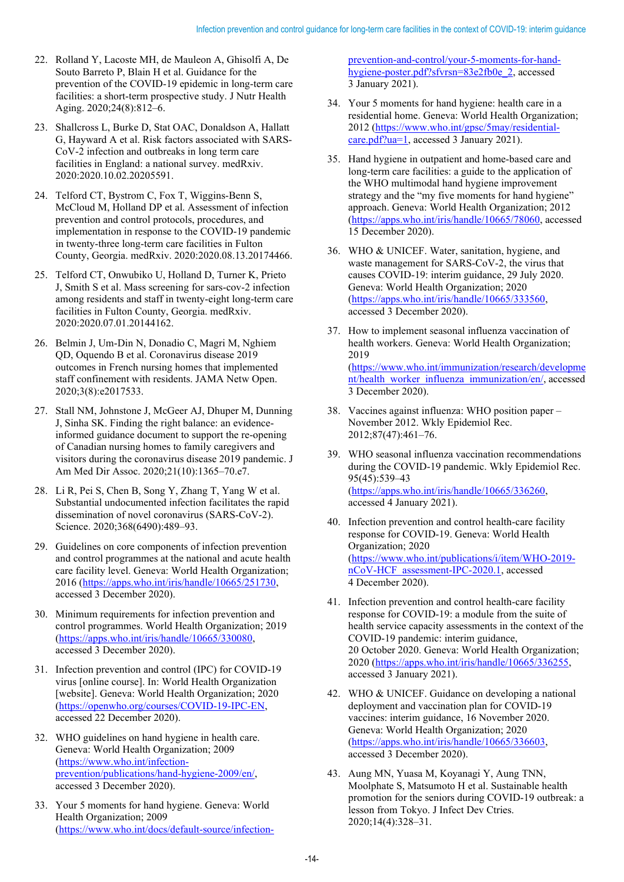22. Rolland Y, Lacoste MH, de Mauleon A, Ghisolfi A, De Souto Barreto P, Blain H et al. Guidance for the prevention of the COVID-19 epidemic in long-term care facilities: a short-term prospective study. J Nutr Health Aging. 2020;24(8):812–6.

23. Shallcross L, Burke D, Stat OAC, Donaldson A, Hallatt G, Hayward A et al. Risk factors associated with SARS-CoV-2 infection and outbreaks in long term care facilities in England: a national survey. medRxiv. 2020:2020.10.02.20205591.

24. Telford CT, Bystrom C, Fox T, Wiggins-Benn S, McCloud M, Holland DP et al. Assessment of infection prevention and control protocols, procedures, and implementation in response to the COVID-19 pandemic in twenty-three long-term care facilities in Fulton County, Georgia. medRxiv. 2020:2020.08.13.20174466.

25. Telford CT, Onwubiko U, Holland D, Turner K, Prieto J, Smith S et al. Mass screening for sars-cov-2 infection among residents and staff in twenty-eight long-term care facilities in Fulton County, Georgia. medRxiv. 2020:2020.07.01.20144162.

26. Belmin J, Um-Din N, Donadio C, Magri M, Nghiem QD, Oquendo B et al. Coronavirus disease 2019 outcomes in French nursing homes that implemented staff confinement with residents. JAMA Netw Open. 2020;3(8):e2017533.

27. Stall NM, Johnstone J, McGeer AJ, Dhuper M, Dunning J, Sinha SK. Finding the right balance: an evidence-informed guidance document to support the re-opening of Canadian nursing homes to family caregivers and visitors during the coronavirus disease 2019 pandemic. J Am Med Dir Assoc. 2020;21(10):1365–70.e7.

28. Li R, Pei S, Chen B, Song Y, Zhang T, Yang W et al. Substantial undocumented infection facilitates the rapid dissemination of novel coronavirus (SARS-CoV-2). Science. 2020;368(6490):489–93.

29. Guidelines on core components of infection prevention and control programmes at the national and acute health care facility level. Geneva: World Health Organization; 2016 (https://apps.who.int/iris/handle/10665/251730, accessed 3 December 2020).

30. Minimum requirements for infection prevention and control programmes. World Health Organization; 2019 (https://apps.who.int/iris/handle/10665/330080, accessed 3 December 2020).

31. Infection prevention and control (IPC) for COVID-19 virus [online course]. In: World Health Organization [website]. Geneva: World Health Organization; 2020 (https://openwho.org/courses/COVID-19-IPC-EN, accessed 22 December 2020).

32. WHO guidelines on hand hygiene in health care. Geneva: World Health Organization; 2009 (https://www.who.int/infection-prevention/publications/hand-hygiene-2009/en/, accessed 3 December 2020).

33. Your 5 moments for hand hygiene. Geneva: World Health Organization; 2009 (https://www.who.int/docs/default-source/infection-prevention-and-control/your-5-moments-for-hand-hygiene-poster.pdf?sfvrsn=83e2fb0e_2, accessed 3 January 2021).

34. Your 5 moments for hand hygiene: health care in a residential home. Geneva: World Health Organization; 2012 (https://www.who.int/gpsc/5may/residential-care.pdf?ua=1, accessed 3 January 2021).

35. Hand hygiene in outpatient and home-based care and long-term care facilities: a guide to the application of the WHO multimodal hand hygiene improvement strategy and the "my five moments for hand hygiene" approach. Geneva: World Health Organization; 2012 (https://apps.who.int/iris/handle/10665/78060, accessed 15 December 2020).

36. WHO & UNICEF. Water, sanitation, hygiene, and waste management for SARS-CoV-2, the virus that causes COVID-19: interim guidance, 29 July 2020. Geneva: World Health Organization; 2020 (https://apps.who.int/iris/handle/10665/333560, accessed 3 December 2020).

37. How to implement seasonal influenza vaccination of health workers. Geneva: World Health Organization; 2019 (https://www.who.int/immunization/research/development/health_worker_influenza_immunization/en/, accessed 3 December 2020).

38. Vaccines against influenza: WHO position paper – November 2012. Wkly Epidemiol Rec. 2012;87(47):461–76.

39. WHO seasonal influenza vaccination recommendations during the COVID-19 pandemic. Wkly Epidemiol Rec. 95(45):539–43 (https://apps.who.int/iris/handle/10665/336260, accessed 4 January 2021).

40. Infection prevention and control health-care facility response for COVID-19. Geneva: World Health Organization; 2020 (https://www.who.int/publications/i/item/WHO-2019-nCoV-HCF_assessment-IPC-2020.1, accessed 4 December 2020).

41. Infection prevention and control health-care facility response for COVID-19: a module from the suite of health service capacity assessments in the context of the COVID-19 pandemic: interim guidance, 20 October 2020. Geneva: World Health Organization; 2020 (https://apps.who.int/iris/handle/10665/336255, accessed 3 January 2021).

42. WHO & UNICEF. Guidance on developing a national deployment and vaccination plan for COVID-19 vaccines: interim guidance, 16 November 2020. Geneva: World Health Organization; 2020 (https://apps.who.int/iris/handle/10665/336603, accessed 3 December 2020).

43. Aung MN, Yuasa M, Koyanagi Y, Aung TNN, Moolphate S, Matsumoto H et al. Sustainable health promotion for the seniors during COVID-19 outbreak: a lesson from Tokyo. J Infect Dev Ctries. 2020;14(4):328–31.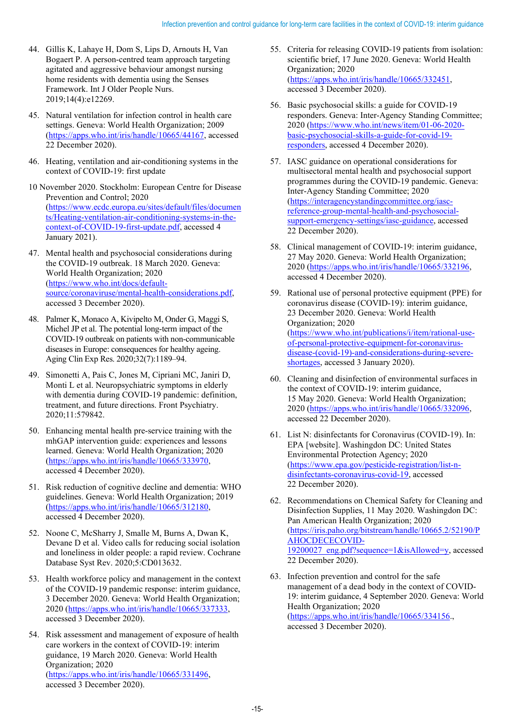44. Gillis K, Lahaye H, Dom S, Lips D, Arnouts H, Van Bogaert P. A person-centred team approach targeting agitated and aggressive behaviour amongst nursing home residents with dementia using the Senses Framework. Int J Older People Nurs. 2019;14(4):e12269.

45. Natural ventilation for infection control in health care settings. Geneva: World Health Organization; 2009 (https://apps.who.int/iris/handle/10665/44167, accessed 22 December 2020).

46. Heating, ventilation and air-conditioning systems in the context of COVID-19: first update

10 November 2020. Stockholm: European Centre for Disease Prevention and Control; 2020 (https://www.ecdc.europa.eu/sites/default/files/documents/Heating-ventilation-air-conditioning-systems-in-the-context-of-COVID-19-first-update.pdf, accessed 4 January 2021).

47. Mental health and psychosocial considerations during the COVID-19 outbreak. 18 March 2020. Geneva: World Health Organization; 2020 (https://www.who.int/docs/default-source/coronaviruse/mental-health-considerations.pdf, accessed 3 December 2020).

48. Palmer K, Monaco A, Kivipelto M, Onder G, Maggi S, Michel JP et al. The potential long-term impact of the COVID-19 outbreak on patients with non-communicable diseases in Europe: consequences for healthy ageing. Aging Clin Exp Res. 2020;32(7):1189–94.

49. Simonetti A, Pais C, Jones M, Cipriani MC, Janiri D, Monti L et al. Neuropsychiatric symptoms in elderly with dementia during COVID-19 pandemic: definition, treatment, and future directions. Front Psychiatry. 2020;11:579842.

50. Enhancing mental health pre-service training with the mhGAP intervention guide: experiences and lessons learned. Geneva: World Health Organization; 2020 (https://apps.who.int/iris/handle/10665/333970, accessed 4 December 2020).

51. Risk reduction of cognitive decline and dementia: WHO guidelines. Geneva: World Health Organization; 2019 (https://apps.who.int/iris/handle/10665/312180, accessed 4 December 2020).

52. Noone C, McSharry J, Smalle M, Burns A, Dwan K, Devane D et al. Video calls for reducing social isolation and loneliness in older people: a rapid review. Cochrane Database Syst Rev. 2020;5:CD013632.

53. Health workforce policy and management in the context of the COVID-19 pandemic response: interim guidance, 3 December 2020. Geneva: World Health Organization; 2020 (https://apps.who.int/iris/handle/10665/337333, accessed 3 December 2020).

54. Risk assessment and management of exposure of health care workers in the context of COVID-19: interim guidance, 19 March 2020. Geneva: World Health Organization; 2020 (https://apps.who.int/iris/handle/10665/331496, accessed 3 December 2020).

55. Criteria for releasing COVID-19 patients from isolation: scientific brief, 17 June 2020. Geneva: World Health Organization; 2020 (https://apps.who.int/iris/handle/10665/332451, accessed 3 December 2020).

56. Basic psychosocial skills: a guide for COVID-19 responders. Geneva: Inter-Agency Standing Committee; 2020 (https://www.who.int/news/item/01-06-2020-basic-psychosocial-skills-a-guide-for-covid-19-responders, accessed 4 December 2020).

57. IASC guidance on operational considerations for multisectoral mental health and psychosocial support programmes during the COVID-19 pandemic. Geneva: Inter-Agency Standing Committee; 2020 (https://interagencystandingcommittee.org/iasc-reference-group-mental-health-and-psychosocial-support-emergency-settings/iasc-guidance, accessed 22 December 2020).

58. Clinical management of COVID-19: interim guidance, 27 May 2020. Geneva: World Health Organization; 2020 (https://apps.who.int/iris/handle/10665/332196, accessed 4 December 2020).

59. Rational use of personal protective equipment (PPE) for coronavirus disease (COVID-19): interim guidance, 23 December 2020. Geneva: World Health Organization; 2020 (https://www.who.int/publications/i/item/rational-use-of-personal-protective-equipment-for-coronavirus-disease-(covid-19)-and-considerations-during-severe-shortages, accessed 3 January 2020).

60. Cleaning and disinfection of environmental surfaces in the context of COVID-19: interim guidance, 15 May 2020. Geneva: World Health Organization; 2020 (https://apps.who.int/iris/handle/10665/332096, accessed 22 December 2020).

61. List N: disinfectants for Coronavirus (COVID-19). In: EPA [website]. Washingdon DC: United States Environmental Protection Agency; 2020 (https://www.epa.gov/pesticide-registration/list-n-disinfectants-coronavirus-covid-19, accessed 22 December 2020).

62. Recommendations on Chemical Safety for Cleaning and Disinfection Supplies, 11 May 2020. Washingdon DC: Pan American Health Organization; 2020 (https://iris.paho.org/bitstream/handle/10665.2/52190/PAHOCDECECOVID-19200027_eng.pdf?sequence=1&isAllowed=y, accessed 22 December 2020).

63. Infection prevention and control for the safe management of a dead body in the context of COVID-19: interim guidance, 4 September 2020. Geneva: World Health Organization; 2020 (https://apps.who.int/iris/handle/10665/334156., accessed 3 December 2020).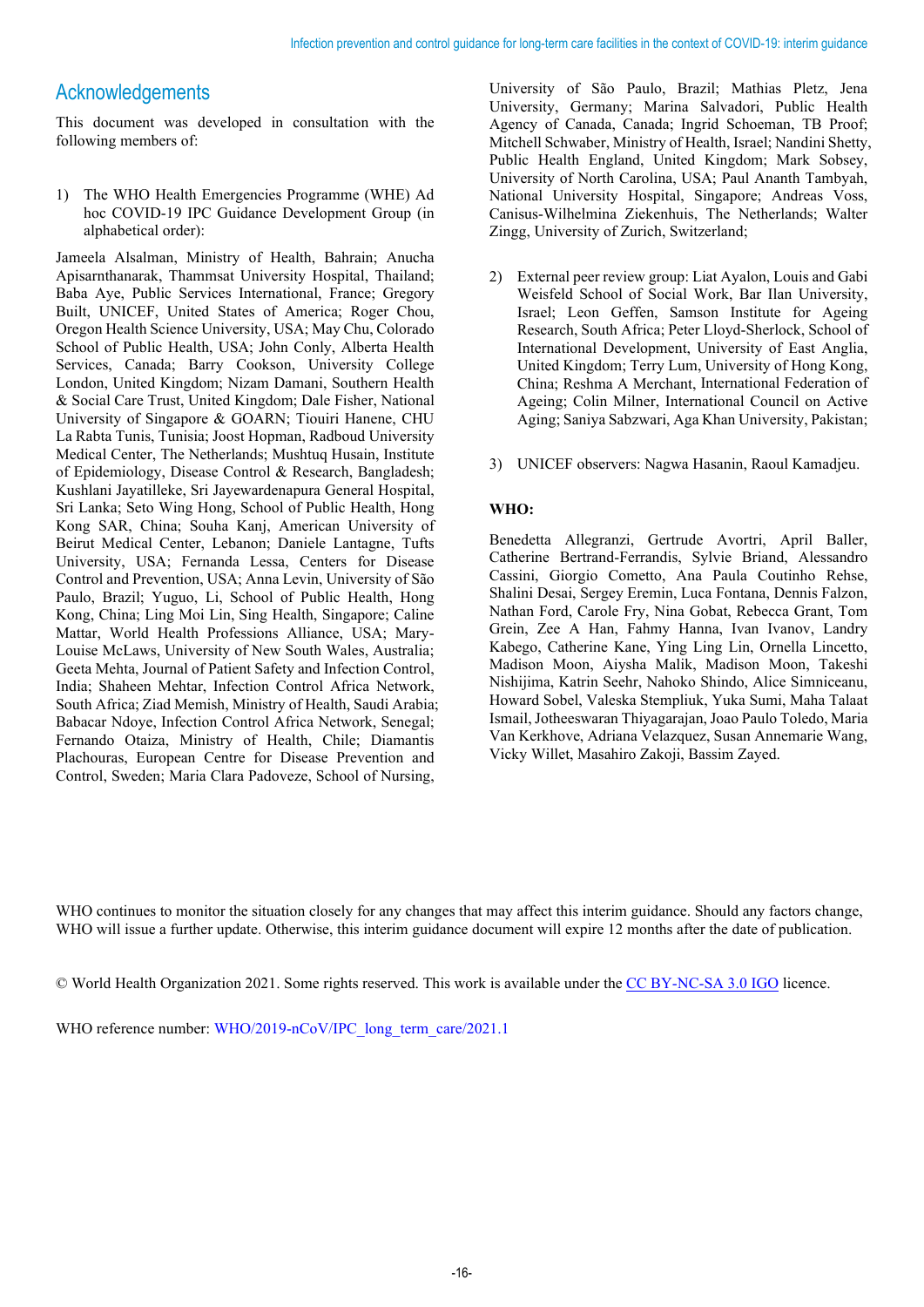## Acknowledgements

This document was developed in consultation with the following members of:

1) The WHO Health Emergencies Programme (WHE) Ad hoc COVID-19 IPC Guidance Development Group (in alphabetical order):

Jameela Alsalman, Ministry of Health, Bahrain; Anucha Apisarnthanarak, Thammsat University Hospital, Thailand; Baba Aye, Public Services International, France; Gregory Built, UNICEF, United States of America; Roger Chou, Oregon Health Science University, USA; May Chu, Colorado School of Public Health, USA; John Conly, Alberta Health Services, Canada; Barry Cookson, University College London, United Kingdom; Nizam Damani, Southern Health & Social Care Trust, United Kingdom; Dale Fisher, National University of Singapore & GOARN; Tiouiri Hanene, CHU La Rabta Tunis, Tunisia; Joost Hopman, Radboud University Medical Center, The Netherlands; Mushtuq Husain, Institute of Epidemiology, Disease Control & Research, Bangladesh; Kushlani Jayatilleke, Sri Jayewardenapura General Hospital, Sri Lanka; Seto Wing Hong, School of Public Health, Hong Kong SAR, China; Souha Kanj, American University of Beirut Medical Center, Lebanon; Daniele Lantagne, Tufts University, USA; Fernanda Lessa, Centers for Disease Control and Prevention, USA; Anna Levin, University of São Paulo, Brazil; Yuguo, Li, School of Public Health, Hong Kong, China; Ling Moi Lin, Sing Health, Singapore; Caline Mattar, World Health Professions Alliance, USA; Mary-Louise McLaws, University of New South Wales, Australia; Geeta Mehta, Journal of Patient Safety and Infection Control, India; Shaheen Mehtar, Infection Control Africa Network, South Africa; Ziad Memish, Ministry of Health, Saudi Arabia; Babacar Ndoye, Infection Control Africa Network, Senegal; Fernando Otaiza, Ministry of Health, Chile; Diamantis Plachouras, European Centre for Disease Prevention and Control, Sweden; Maria Clara Padoveze, School of Nursing, University of São Paulo, Brazil; Mathias Pletz, Jena University, Germany; Marina Salvadori, Public Health Agency of Canada, Canada; Ingrid Schoeman, TB Proof; Mitchell Schwaber, Ministry of Health, Israel; Nandini Shetty, Public Health England, United Kingdom; Mark Sobsey, University of North Carolina, USA; Paul Ananth Tambyah, National University Hospital, Singapore; Andreas Voss, Canisus-Wilhelmina Ziekenhuis, The Netherlands; Walter Zingg, University of Zurich, Switzerland;

2) External peer review group: Liat Ayalon, Louis and Gabi Weisfeld School of Social Work, Bar Ilan University, Israel; Leon Geffen, Samson Institute for Ageing Research, South Africa; Peter Lloyd-Sherlock, School of International Development, University of East Anglia, United Kingdom; Terry Lum, University of Hong Kong, China; Reshma A Merchant, International Federation of Ageing; Colin Milner, International Council on Active Aging; Saniya Sabzwari, Aga Khan University, Pakistan;

3) UNICEF observers: Nagwa Hasanin, Raoul Kamadjeu.

**WHO:**

Benedetta Allegranzi, Gertrude Avortri, April Baller, Catherine Bertrand-Ferrandis, Sylvie Briand, Alessandro Cassini, Giorgio Cometto, Ana Paula Coutinho Rehse, Shalini Desai, Sergey Eremin, Luca Fontana, Dennis Falzon, Nathan Ford, Carole Fry, Nina Gobat, Rebecca Grant, Tom Grein, Zee A Han, Fahmy Hanna, Ivan Ivanov, Landry Kabego, Catherine Kane, Ying Ling Lin, Ornella Lincetto, Madison Moon, Aiysha Malik, Madison Moon, Takeshi Nishijima, Katrin Seehr, Nahoko Shindo, Alice Simniceanu, Howard Sobel, Valeska Stempliuk, Yuka Sumi, Maha Talaat Ismail, Jotheeswaran Thiyagarajan, Joao Paulo Toledo, Maria Van Kerkhove, Adriana Velazquez, Susan Annemarie Wang, Vicky Willet, Masahiro Zakoji, Bassim Zayed.

WHO continues to monitor the situation closely for any changes that may affect this interim guidance. Should any factors change, WHO will issue a further update. Otherwise, this interim guidance document will expire 12 months after the date of publication.

© World Health Organization 2021. Some rights reserved. This work is available under the CC BY-NC-SA 3.0 IGO licence.

WHO reference number: WHO/2019-nCoV/IPC_long_term_care/2021.1